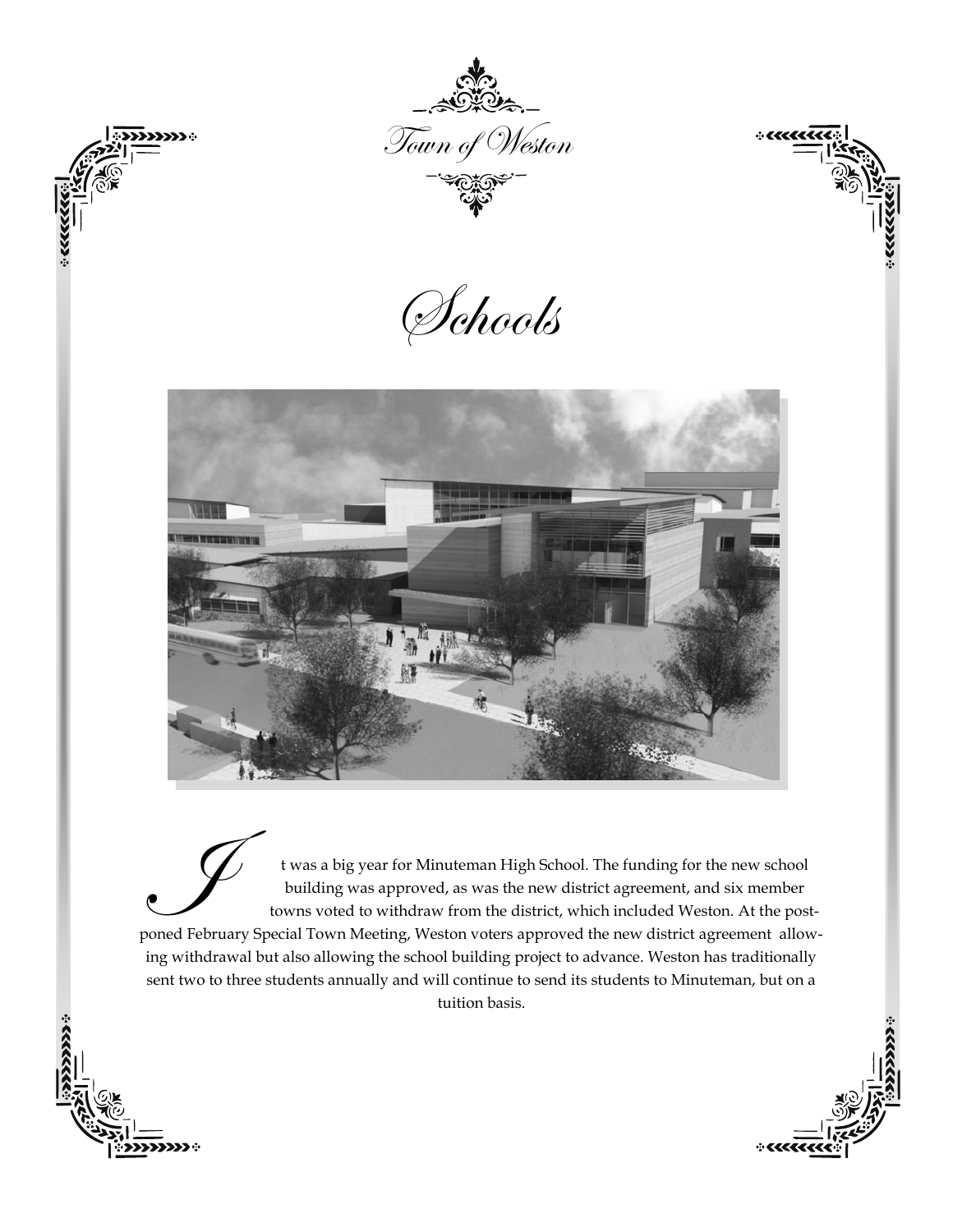Town of Weston

# Schools

It was a big year for Minuteman High School. The funding for the new school building was approved, as was the new district agreement, and six member towns voted to withdraw from the district, which included Weston. At the postponed February Special Town Meeting, Weston voters approved the new district agreement allowing withdrawal but also allowing the school building project to advance. Weston has traditionally sent two to three students annually and will continue to send its students to Minuteman, but on a tuition basis.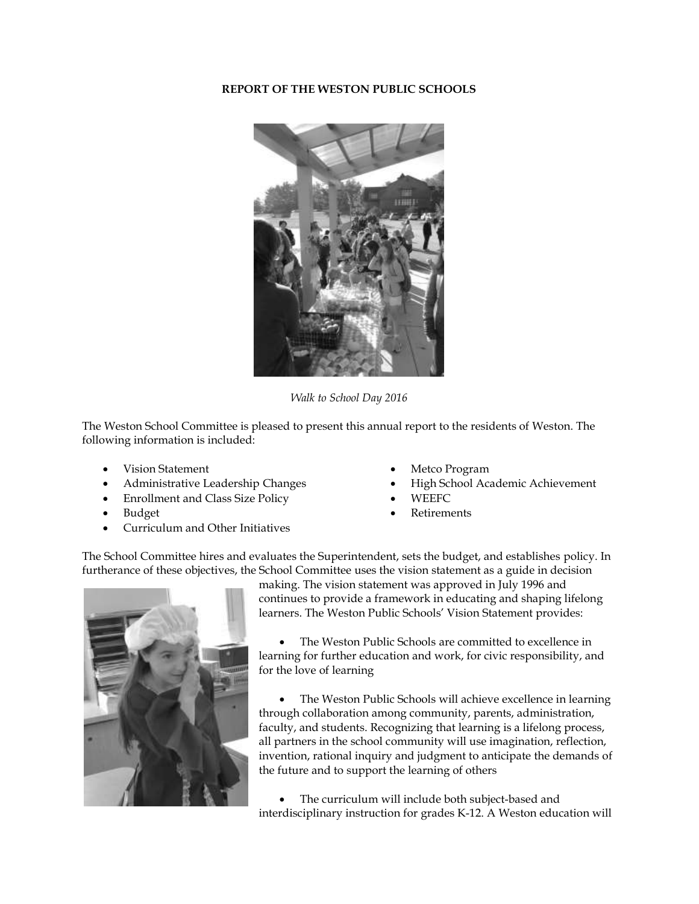**REPORT OF THE WESTON PUBLIC SCHOOLS**

*Walk to School Day 2016*

The Weston School Committee is pleased to present this annual report to the residents of Weston. The following information is included:

- Vision Statement
- Administrative Leadership Changes
- Enrollment and Class Size Policy
- Budget
- Curriculum and Other Initiatives
- Metco Program
- High School Academic Achievement
- WEEFC
- Retirements

The School Committee hires and evaluates the Superintendent, sets the budget, and establishes policy. In furtherance of these objectives, the School Committee uses the vision statement as a guide in decision making. The vision statement was approved in July 1996 and continues to provide a framework in educating and shaping lifelong learners. The Weston Public Schools' Vision Statement provides:

- The Weston Public Schools are committed to excellence in learning for further education and work, for civic responsibility, and for the love of learning

- The Weston Public Schools will achieve excellence in learning through collaboration among community, parents, administration, faculty, and students. Recognizing that learning is a lifelong process, all partners in the school community will use imagination, reflection, invention, rational inquiry and judgment to anticipate the demands of the future and to support the learning of others

- The curriculum will include both subject-based and interdisciplinary instruction for grades K-12. A Weston education will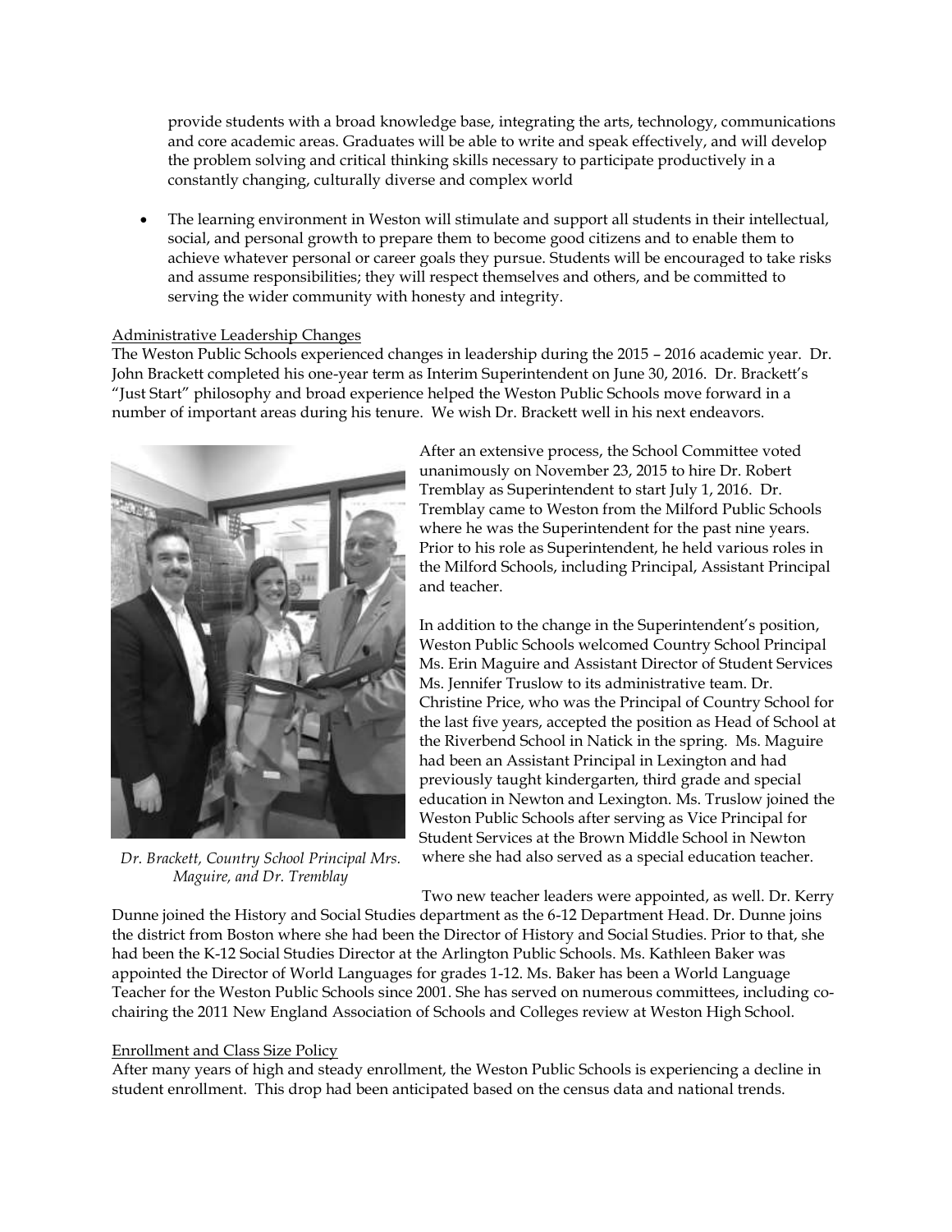provide students with a broad knowledge base, integrating the arts, technology, communications and core academic areas. Graduates will be able to write and speak effectively, and will develop the problem solving and critical thinking skills necessary to participate productively in a constantly changing, culturally diverse and complex world

- The learning environment in Weston will stimulate and support all students in their intellectual, social, and personal growth to prepare them to become good citizens and to enable them to achieve whatever personal or career goals they pursue. Students will be encouraged to take risks and assume responsibilities; they will respect themselves and others, and be committed to serving the wider community with honesty and integrity.

## Administrative Leadership Changes

The Weston Public Schools experienced changes in leadership during the 2015 – 2016 academic year. Dr. John Brackett completed his one-year term as Interim Superintendent on June 30, 2016. Dr. Brackett's "Just Start" philosophy and broad experience helped the Weston Public Schools move forward in a number of important areas during his tenure. We wish Dr. Brackett well in his next endeavors.

*Dr. Brackett, Country School Principal Mrs. Maguire, and Dr. Tremblay*

After an extensive process, the School Committee voted unanimously on November 23, 2015 to hire Dr. Robert Tremblay as Superintendent to start July 1, 2016. Dr. Tremblay came to Weston from the Milford Public Schools where he was the Superintendent for the past nine years. Prior to his role as Superintendent, he held various roles in the Milford Schools, including Principal, Assistant Principal and teacher.

In addition to the change in the Superintendent's position, Weston Public Schools welcomed Country School Principal Ms. Erin Maguire and Assistant Director of Student Services Ms. Jennifer Truslow to its administrative team. Dr. Christine Price, who was the Principal of Country School for the last five years, accepted the position as Head of School at the Riverbend School in Natick in the spring. Ms. Maguire had been an Assistant Principal in Lexington and had previously taught kindergarten, third grade and special education in Newton and Lexington. Ms. Truslow joined the Weston Public Schools after serving as Vice Principal for Student Services at the Brown Middle School in Newton where she had also served as a special education teacher.

Two new teacher leaders were appointed, as well. Dr. Kerry Dunne joined the History and Social Studies department as the 6-12 Department Head. Dr. Dunne joins the district from Boston where she had been the Director of History and Social Studies. Prior to that, she had been the K-12 Social Studies Director at the Arlington Public Schools. Ms. Kathleen Baker was appointed the Director of World Languages for grades 1-12. Ms. Baker has been a World Language Teacher for the Weston Public Schools since 2001. She has served on numerous committees, including co-chairing the 2011 New England Association of Schools and Colleges review at Weston High School.

## Enrollment and Class Size Policy

After many years of high and steady enrollment, the Weston Public Schools is experiencing a decline in student enrollment. This drop had been anticipated based on the census data and national trends.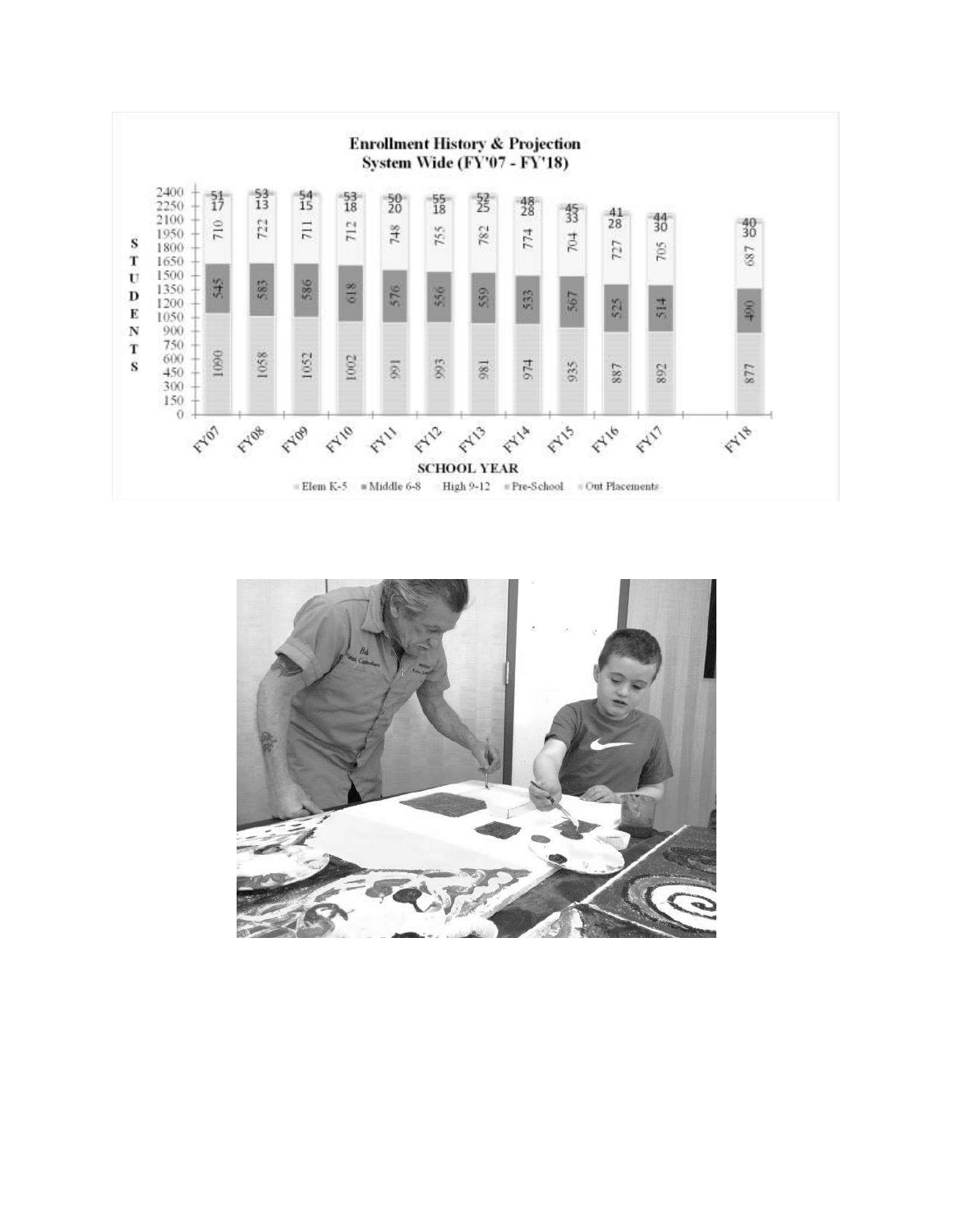**Enrollment History & Projection System Wide (FY'07 - FY'18)**

| School Year | Elem K-5 | Middle 6-8 | High 9-12 | Pre-School | Out Placements |
|---|---|---|---|---|---|
| FY07 | 1090 | 545 | 710 | 17 | 51 |
| FY08 | 1058 | 583 | 722 | 13 | 53 |
| FY09 | 1052 | 586 | 711 | 15 | 54 |
| FY10 | 1002 | 618 | 712 | 18 | 53 |
| FY11 | 991 | 576 | 748 | 20 | 50 |
| FY12 | 993 | 556 | 755 | 18 | 55 |
| FY13 | 981 | 559 | 782 | 25 | 52 |
| FY14 | 974 | 533 | 774 | 28 | 48 |
| FY15 | 935 | 567 | 704 | 33 | 45 |
| FY16 | 887 | 525 | 727 | 28 | 41 |
| FY17 | 892 | 514 | 705 | 30 | 44 |
| FY18 | 877 | 490 | 687 | 30 | 40 |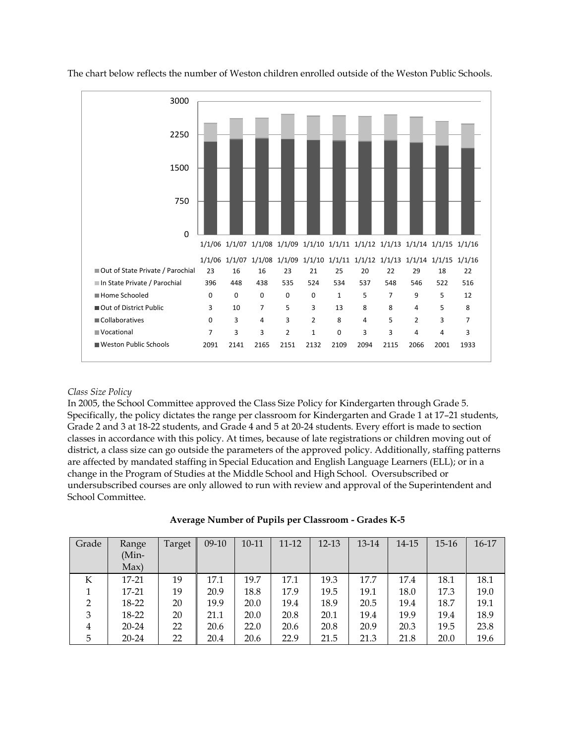The chart below reflects the number of Weston children enrolled outside of the Weston Public Schools.

| | 1/1/06 | 1/1/07 | 1/1/08 | 1/1/09 | 1/1/10 | 1/1/11 | 1/1/12 | 1/1/13 | 1/1/14 | 1/1/15 | 1/1/16 |
|---|---|---|---|---|---|---|---|---|---|---|---|
| Out of State Private / Parochial | 23 | 16 | 16 | 23 | 21 | 25 | 20 | 22 | 29 | 18 | 22 |
| In State Private / Parochial | 396 | 448 | 438 | 535 | 524 | 534 | 537 | 548 | 546 | 522 | 516 |
| Home Schooled | 0 | 0 | 0 | 0 | 0 | 1 | 5 | 7 | 9 | 5 | 12 |
| Out of District Public | 3 | 10 | 7 | 5 | 3 | 13 | 8 | 8 | 4 | 5 | 8 |
| Collaboratives | 0 | 3 | 4 | 3 | 2 | 8 | 4 | 5 | 2 | 3 | 7 |
| Vocational | 7 | 3 | 3 | 2 | 1 | 0 | 3 | 3 | 4 | 4 | 3 |
| Weston Public Schools | 2091 | 2141 | 2165 | 2151 | 2132 | 2109 | 2094 | 2115 | 2066 | 2001 | 1933 |

*Class Size Policy*

In 2005, the School Committee approved the Class Size Policy for Kindergarten through Grade 5. Specifically, the policy dictates the range per classroom for Kindergarten and Grade 1 at 17–21 students, Grade 2 and 3 at 18-22 students, and Grade 4 and 5 at 20-24 students. Every effort is made to section classes in accordance with this policy. At times, because of late registrations or children moving out of district, a class size can go outside the parameters of the approved policy. Additionally, staffing patterns are affected by mandated staffing in Special Education and English Language Learners (ELL); or in a change in the Program of Studies at the Middle School and High School. Oversubscribed or undersubscribed courses are only allowed to run with review and approval of the Superintendent and School Committee.

**Average Number of Pupils per Classroom - Grades K-5**

| Grade | Range (Min-Max) | Target | 09-10 | 10-11 | 11-12 | 12-13 | 13-14 | 14-15 | 15-16 | 16-17 |
|---|---|---|---|---|---|---|---|---|---|---|
| K | 17-21 | 19 | 17.1 | 19.7 | 17.1 | 19.3 | 17.7 | 17.4 | 18.1 | 18.1 |
| 1 | 17-21 | 19 | 20.9 | 18.8 | 17.9 | 19.5 | 19.1 | 18.0 | 17.3 | 19.0 |
| 2 | 18-22 | 20 | 19.9 | 20.0 | 19.4 | 18.9 | 20.5 | 19.4 | 18.7 | 19.1 |
| 3 | 18-22 | 20 | 21.1 | 20.0 | 20.8 | 20.1 | 19.4 | 19.9 | 19.4 | 18.9 |
| 4 | 20-24 | 22 | 20.6 | 22.0 | 20.6 | 20.8 | 20.9 | 20.3 | 19.5 | 23.8 |
| 5 | 20-24 | 22 | 20.4 | 20.6 | 22.9 | 21.5 | 21.3 | 21.8 | 20.0 | 19.6 |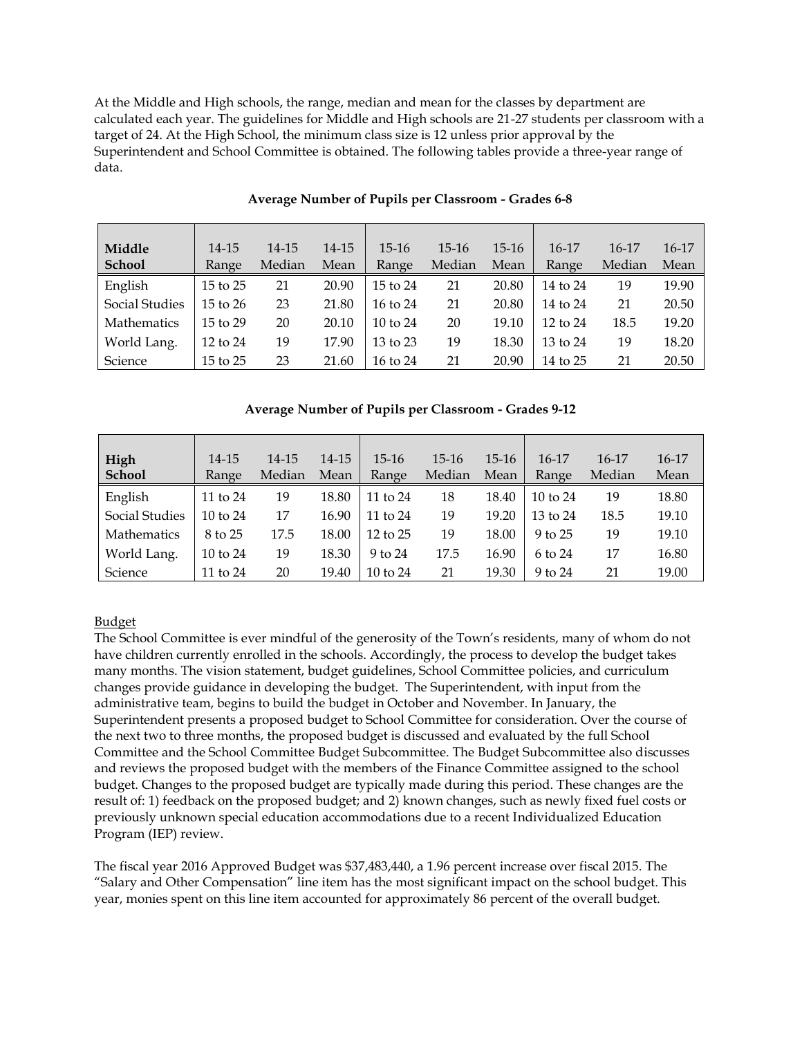At the Middle and High schools, the range, median and mean for the classes by department are calculated each year. The guidelines for Middle and High schools are 21-27 students per classroom with a target of 24. At the High School, the minimum class size is 12 unless prior approval by the Superintendent and School Committee is obtained. The following tables provide a three-year range of data.

**Average Number of Pupils per Classroom - Grades 6-8**

| Middle School | 14-15 Range | 14-15 Median | 14-15 Mean | 15-16 Range | 15-16 Median | 15-16 Mean | 16-17 Range | 16-17 Median | 16-17 Mean |
|---|---|---|---|---|---|---|---|---|---|
| English | 15 to 25 | 21 | 20.90 | 15 to 24 | 21 | 20.80 | 14 to 24 | 19 | 19.90 |
| Social Studies | 15 to 26 | 23 | 21.80 | 16 to 24 | 21 | 20.80 | 14 to 24 | 21 | 20.50 |
| Mathematics | 15 to 29 | 20 | 20.10 | 10 to 24 | 20 | 19.10 | 12 to 24 | 18.5 | 19.20 |
| World Lang. | 12 to 24 | 19 | 17.90 | 13 to 23 | 19 | 18.30 | 13 to 24 | 19 | 18.20 |
| Science | 15 to 25 | 23 | 21.60 | 16 to 24 | 21 | 20.90 | 14 to 25 | 21 | 20.50 |

**Average Number of Pupils per Classroom - Grades 9-12**

| High School | 14-15 Range | 14-15 Median | 14-15 Mean | 15-16 Range | 15-16 Median | 15-16 Mean | 16-17 Range | 16-17 Median | 16-17 Mean |
|---|---|---|---|---|---|---|---|---|---|
| English | 11 to 24 | 19 | 18.80 | 11 to 24 | 18 | 18.40 | 10 to 24 | 19 | 18.80 |
| Social Studies | 10 to 24 | 17 | 16.90 | 11 to 24 | 19 | 19.20 | 13 to 24 | 18.5 | 19.10 |
| Mathematics | 8 to 25 | 17.5 | 18.00 | 12 to 25 | 19 | 18.00 | 9 to 25 | 19 | 19.10 |
| World Lang. | 10 to 24 | 19 | 18.30 | 9 to 24 | 17.5 | 16.90 | 6 to 24 | 17 | 16.80 |
| Science | 11 to 24 | 20 | 19.40 | 10 to 24 | 21 | 19.30 | 9 to 24 | 21 | 19.00 |

Budget

The School Committee is ever mindful of the generosity of the Town's residents, many of whom do not have children currently enrolled in the schools. Accordingly, the process to develop the budget takes many months. The vision statement, budget guidelines, School Committee policies, and curriculum changes provide guidance in developing the budget. The Superintendent, with input from the administrative team, begins to build the budget in October and November. In January, the Superintendent presents a proposed budget to School Committee for consideration. Over the course of the next two to three months, the proposed budget is discussed and evaluated by the full School Committee and the School Committee Budget Subcommittee. The Budget Subcommittee also discusses and reviews the proposed budget with the members of the Finance Committee assigned to the school budget. Changes to the proposed budget are typically made during this period. These changes are the result of: 1) feedback on the proposed budget; and 2) known changes, such as newly fixed fuel costs or previously unknown special education accommodations due to a recent Individualized Education Program (IEP) review.

The fiscal year 2016 Approved Budget was $37,483,440, a 1.96 percent increase over fiscal 2015. The "Salary and Other Compensation" line item has the most significant impact on the school budget. This year, monies spent on this line item accounted for approximately 86 percent of the overall budget.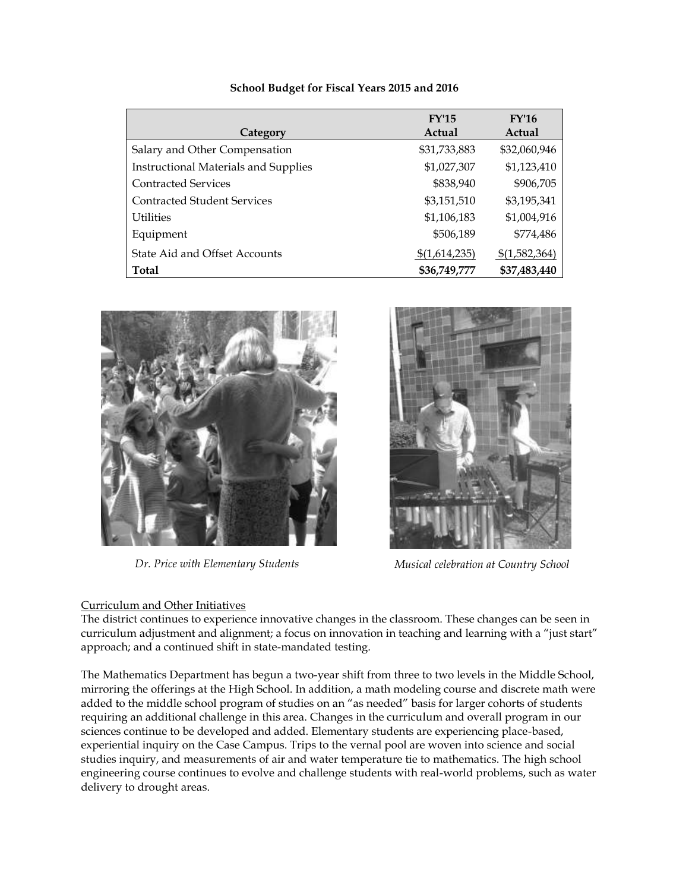**School Budget for Fiscal Years 2015 and 2016**

| Category | FY'15 Actual | FY'16 Actual |
|---|---|---|
| Salary and Other Compensation | $31,733,883 | $32,060,946 |
| Instructional Materials and Supplies | $1,027,307 | $1,123,410 |
| Contracted Services | $838,940 | $906,705 |
| Contracted Student Services | $3,151,510 | $3,195,341 |
| Utilities | $1,106,183 | $1,004,916 |
| Equipment | $506,189 | $774,486 |
| State Aid and Offset Accounts | $(1,614,235) | $(1,582,364) |
| **Total** | **$36,749,777** | **$37,483,440** |

*Dr. Price with Elementary Students*

*Musical celebration at Country School*

Curriculum and Other Initiatives

The district continues to experience innovative changes in the classroom. These changes can be seen in curriculum adjustment and alignment; a focus on innovation in teaching and learning with a "just start" approach; and a continued shift in state-mandated testing.

The Mathematics Department has begun a two-year shift from three to two levels in the Middle School, mirroring the offerings at the High School. In addition, a math modeling course and discrete math were added to the middle school program of studies on an "as needed" basis for larger cohorts of students requiring an additional challenge in this area. Changes in the curriculum and overall program in our sciences continue to be developed and added. Elementary students are experiencing place-based, experiential inquiry on the Case Campus. Trips to the vernal pool are woven into science and social studies inquiry, and measurements of air and water temperature tie to mathematics. The high school engineering course continues to evolve and challenge students with real-world problems, such as water delivery to drought areas.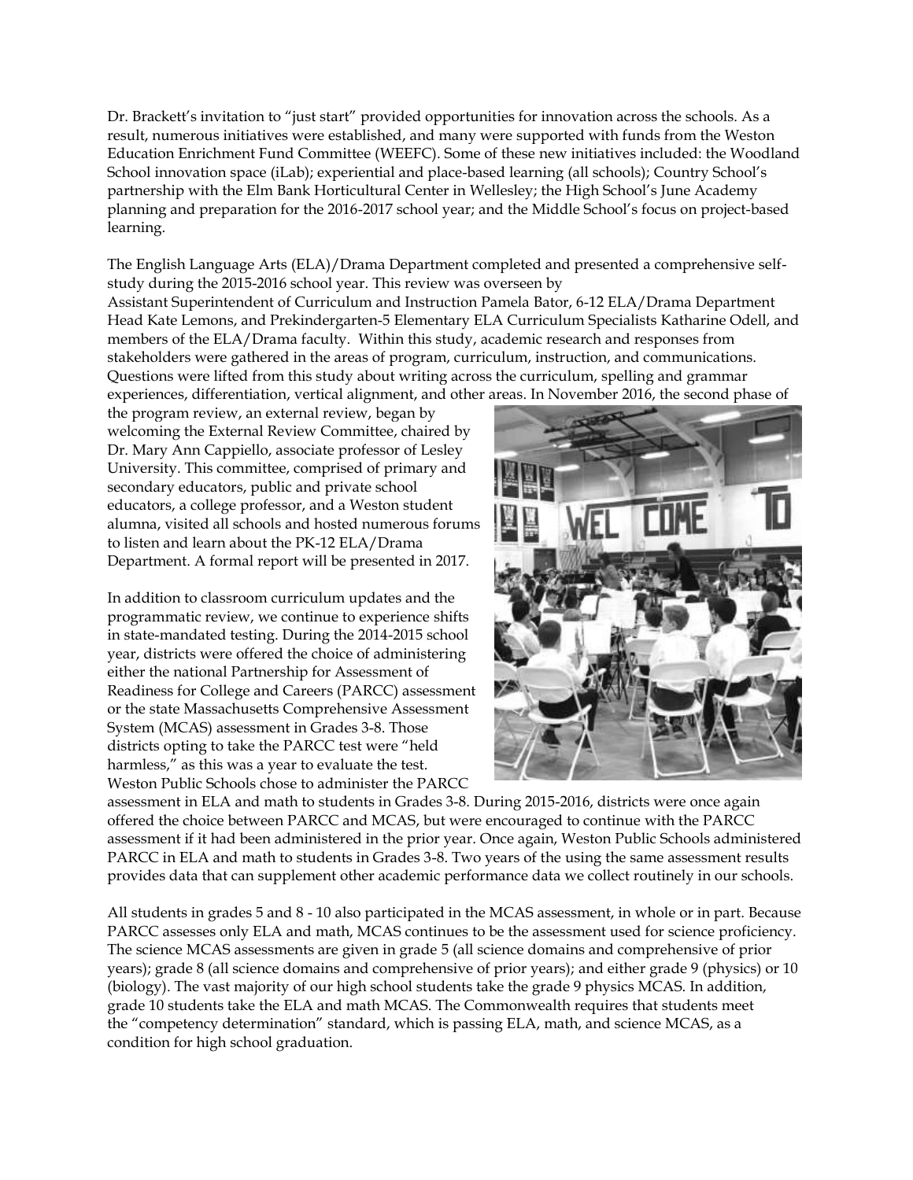Dr. Brackett's invitation to "just start" provided opportunities for innovation across the schools. As a result, numerous initiatives were established, and many were supported with funds from the Weston Education Enrichment Fund Committee (WEEFC). Some of these new initiatives included: the Woodland School innovation space (iLab); experiential and place-based learning (all schools); Country School's partnership with the Elm Bank Horticultural Center in Wellesley; the High School's June Academy planning and preparation for the 2016-2017 school year; and the Middle School's focus on project-based learning.

The English Language Arts (ELA)/Drama Department completed and presented a comprehensive self-study during the 2015-2016 school year. This review was overseen by Assistant Superintendent of Curriculum and Instruction Pamela Bator, 6-12 ELA/Drama Department Head Kate Lemons, and Prekindergarten-5 Elementary ELA Curriculum Specialists Katharine Odell, and members of the ELA/Drama faculty. Within this study, academic research and responses from stakeholders were gathered in the areas of program, curriculum, instruction, and communications. Questions were lifted from this study about writing across the curriculum, spelling and grammar experiences, differentiation, vertical alignment, and other areas. In November 2016, the second phase of the program review, an external review, began by welcoming the External Review Committee, chaired by Dr. Mary Ann Cappiello, associate professor of Lesley University. This committee, comprised of primary and secondary educators, public and private school educators, a college professor, and a Weston student alumna, visited all schools and hosted numerous forums to listen and learn about the PK-12 ELA/Drama Department. A formal report will be presented in 2017.

In addition to classroom curriculum updates and the programmatic review, we continue to experience shifts in state-mandated testing. During the 2014-2015 school year, districts were offered the choice of administering either the national Partnership for Assessment of Readiness for College and Careers (PARCC) assessment or the state Massachusetts Comprehensive Assessment System (MCAS) assessment in Grades 3-8. Those districts opting to take the PARCC test were "held harmless," as this was a year to evaluate the test. Weston Public Schools chose to administer the PARCC assessment in ELA and math to students in Grades 3-8. During 2015-2016, districts were once again offered the choice between PARCC and MCAS, but were encouraged to continue with the PARCC assessment if it had been administered in the prior year. Once again, Weston Public Schools administered PARCC in ELA and math to students in Grades 3-8. Two years of the using the same assessment results provides data that can supplement other academic performance data we collect routinely in our schools.

All students in grades 5 and 8 - 10 also participated in the MCAS assessment, in whole or in part. Because PARCC assesses only ELA and math, MCAS continues to be the assessment used for science proficiency. The science MCAS assessments are given in grade 5 (all science domains and comprehensive of prior years); grade 8 (all science domains and comprehensive of prior years); and either grade 9 (physics) or 10 (biology). The vast majority of our high school students take the grade 9 physics MCAS. In addition, grade 10 students take the ELA and math MCAS. The Commonwealth requires that students meet the "competency determination" standard, which is passing ELA, math, and science MCAS, as a condition for high school graduation.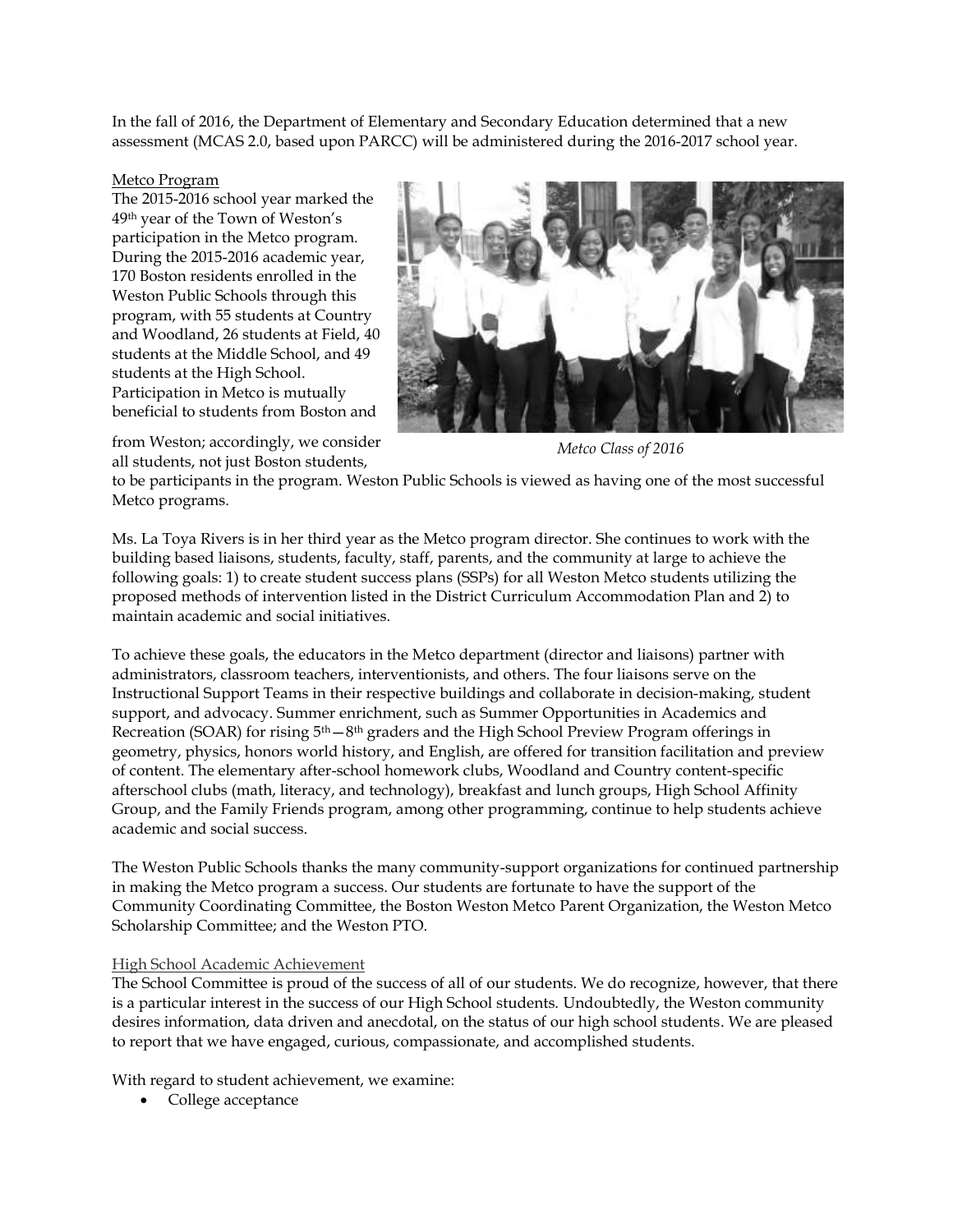In the fall of 2016, the Department of Elementary and Secondary Education determined that a new assessment (MCAS 2.0, based upon PARCC) will be administered during the 2016-2017 school year.

## Metco Program

The 2015-2016 school year marked the 49th year of the Town of Weston's participation in the Metco program. During the 2015-2016 academic year, 170 Boston residents enrolled in the Weston Public Schools through this program, with 55 students at Country and Woodland, 26 students at Field, 40 students at the Middle School, and 49 students at the High School. Participation in Metco is mutually beneficial to students from Boston and from Weston; accordingly, we consider all students, not just Boston students, to be participants in the program. Weston Public Schools is viewed as having one of the most successful Metco programs.

*Metco Class of 2016*

Ms. La Toya Rivers is in her third year as the Metco program director. She continues to work with the building based liaisons, students, faculty, staff, parents, and the community at large to achieve the following goals: 1) to create student success plans (SSPs) for all Weston Metco students utilizing the proposed methods of intervention listed in the District Curriculum Accommodation Plan and 2) to maintain academic and social initiatives.

To achieve these goals, the educators in the Metco department (director and liaisons) partner with administrators, classroom teachers, interventionists, and others. The four liaisons serve on the Instructional Support Teams in their respective buildings and collaborate in decision-making, student support, and advocacy. Summer enrichment, such as Summer Opportunities in Academics and Recreation (SOAR) for rising 5th—8th graders and the High School Preview Program offerings in geometry, physics, honors world history, and English, are offered for transition facilitation and preview of content. The elementary after-school homework clubs, Woodland and Country content-specific afterschool clubs (math, literacy, and technology), breakfast and lunch groups, High School Affinity Group, and the Family Friends program, among other programming, continue to help students achieve academic and social success.

The Weston Public Schools thanks the many community-support organizations for continued partnership in making the Metco program a success. Our students are fortunate to have the support of the Community Coordinating Committee, the Boston Weston Metco Parent Organization, the Weston Metco Scholarship Committee; and the Weston PTO.

## High School Academic Achievement

The School Committee is proud of the success of all of our students. We do recognize, however, that there is a particular interest in the success of our High School students. Undoubtedly, the Weston community desires information, data driven and anecdotal, on the status of our high school students. We are pleased to report that we have engaged, curious, compassionate, and accomplished students.

With regard to student achievement, we examine:

- College acceptance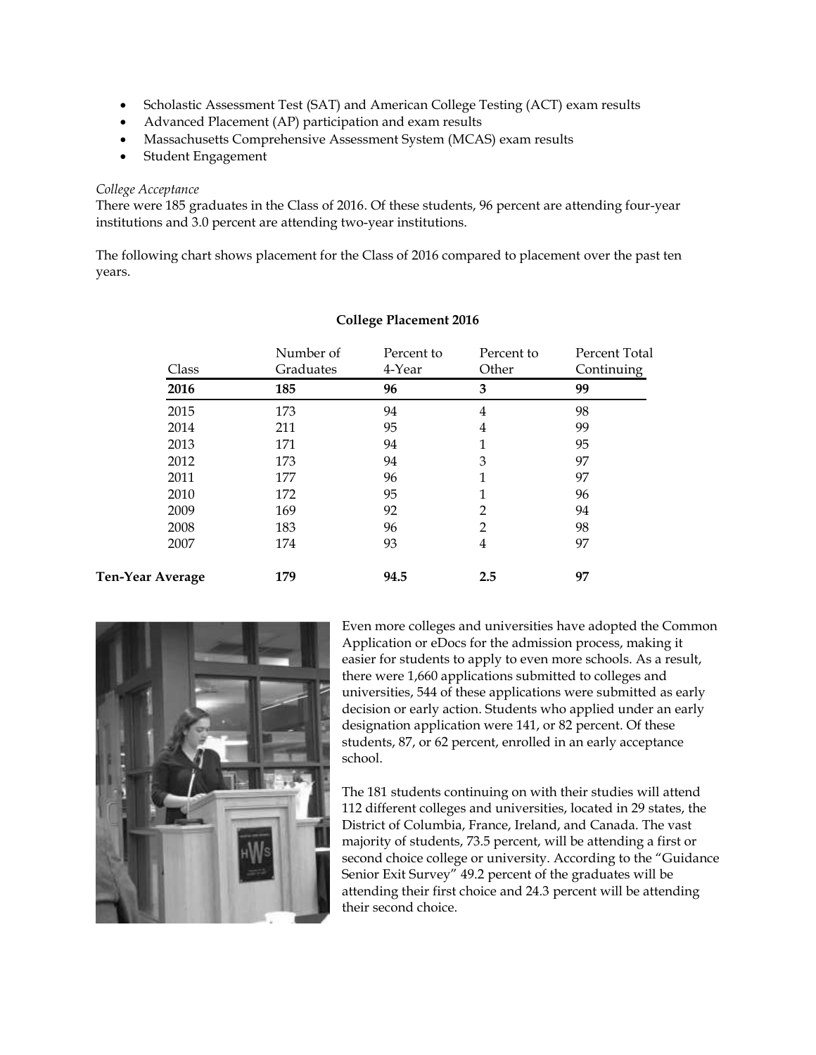- Scholastic Assessment Test (SAT) and American College Testing (ACT) exam results
- Advanced Placement (AP) participation and exam results
- Massachusetts Comprehensive Assessment System (MCAS) exam results
- Student Engagement

*College Acceptance*

There were 185 graduates in the Class of 2016. Of these students, 96 percent are attending four-year institutions and 3.0 percent are attending two-year institutions.

The following chart shows placement for the Class of 2016 compared to placement over the past ten years.

**College Placement 2016**

| Class | Number of Graduates | Percent to 4-Year | Percent to Other | Percent Total Continuing |
|---|---|---|---|---|
| **2016** | **185** | **96** | **3** | **99** |
| 2015 | 173 | 94 | 4 | 98 |
| 2014 | 211 | 95 | 4 | 99 |
| 2013 | 171 | 94 | 1 | 95 |
| 2012 | 173 | 94 | 3 | 97 |
| 2011 | 177 | 96 | 1 | 97 |
| 2010 | 172 | 95 | 1 | 96 |
| 2009 | 169 | 92 | 2 | 94 |
| 2008 | 183 | 96 | 2 | 98 |
| 2007 | 174 | 93 | 4 | 97 |
| **Ten-Year Average** | **179** | **94.5** | **2.5** | **97** |

Even more colleges and universities have adopted the Common Application or eDocs for the admission process, making it easier for students to apply to even more schools. As a result, there were 1,660 applications submitted to colleges and universities, 544 of these applications were submitted as early decision or early action. Students who applied under an early designation application were 141, or 82 percent. Of these students, 87, or 62 percent, enrolled in an early acceptance school.

The 181 students continuing on with their studies will attend 112 different colleges and universities, located in 29 states, the District of Columbia, France, Ireland, and Canada. The vast majority of students, 73.5 percent, will be attending a first or second choice college or university. According to the "Guidance Senior Exit Survey" 49.2 percent of the graduates will be attending their first choice and 24.3 percent will be attending their second choice.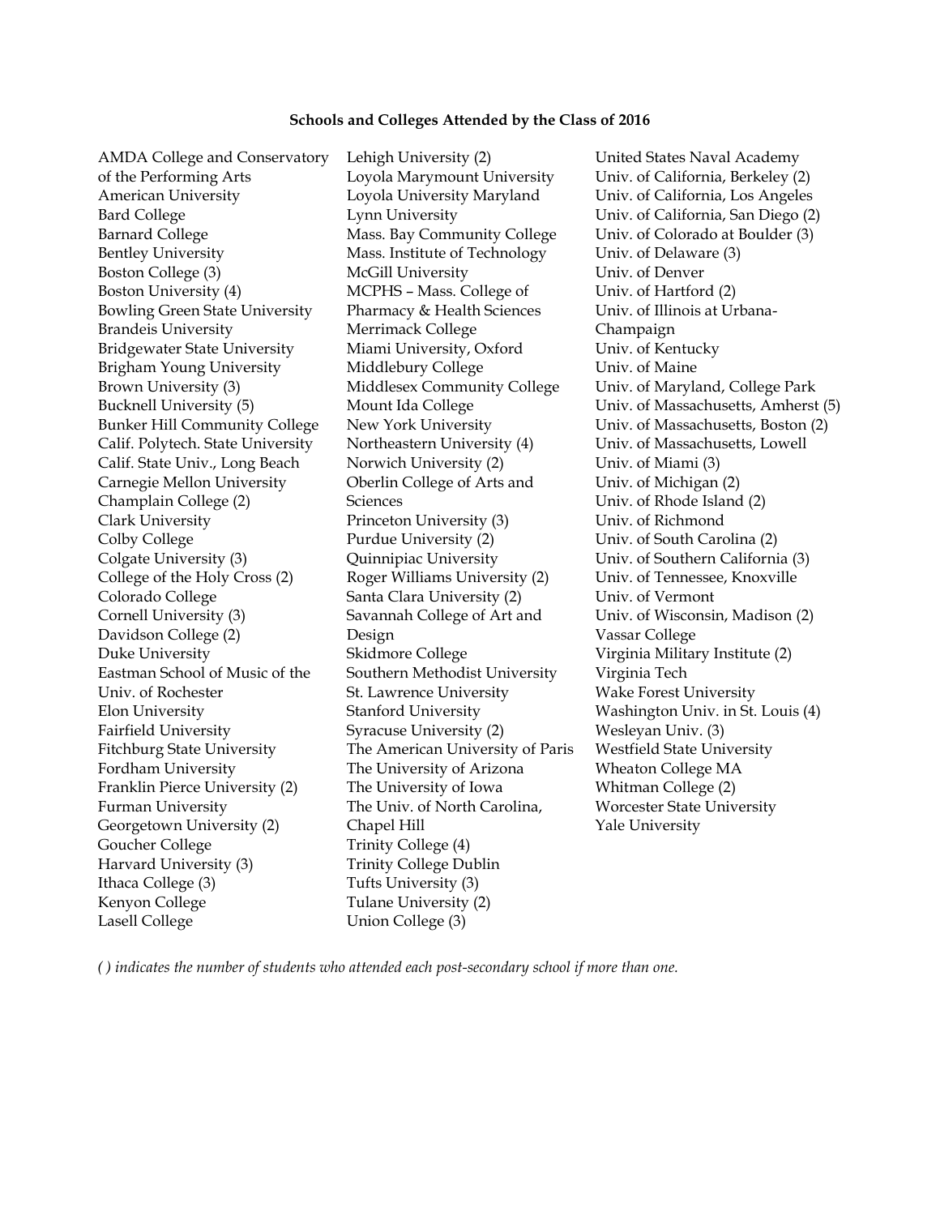**Schools and Colleges Attended by the Class of 2016**

AMDA College and Conservatory of the Performing Arts
American University
Bard College
Barnard College
Bentley University
Boston College (3)
Boston University (4)
Bowling Green State University
Brandeis University
Bridgewater State University
Brigham Young University
Brown University (3)
Bucknell University (5)
Bunker Hill Community College
Calif. Polytech. State University
Calif. State Univ., Long Beach
Carnegie Mellon University
Champlain College (2)
Clark University
Colby College
Colgate University (3)
College of the Holy Cross (2)
Colorado College
Cornell University (3)
Davidson College (2)
Duke University
Eastman School of Music of the Univ. of Rochester
Elon University
Fairfield University
Fitchburg State University
Fordham University
Franklin Pierce University (2)
Furman University
Georgetown University (2)
Goucher College
Harvard University (3)
Ithaca College (3)
Kenyon College
Lasell College
Lehigh University (2)
Loyola Marymount University
Loyola University Maryland
Lynn University
Mass. Bay Community College
Mass. Institute of Technology
McGill University
MCPHS – Mass. College of Pharmacy & Health Sciences
Merrimack College
Miami University, Oxford
Middlebury College
Middlesex Community College
Mount Ida College
New York University
Northeastern University (4)
Norwich University (2)
Oberlin College of Arts and Sciences
Princeton University (3)
Purdue University (2)
Quinnipiac University
Roger Williams University (2)
Santa Clara University (2)
Savannah College of Art and Design
Skidmore College
Southern Methodist University
St. Lawrence University
Stanford University
Syracuse University (2)
The American University of Paris
The University of Arizona
The University of Iowa
The Univ. of North Carolina, Chapel Hill
Trinity College (4)
Trinity College Dublin
Tufts University (3)
Tulane University (2)
Union College (3)
United States Naval Academy
Univ. of California, Berkeley (2)
Univ. of California, Los Angeles
Univ. of California, San Diego (2)
Univ. of Colorado at Boulder (3)
Univ. of Delaware (3)
Univ. of Denver
Univ. of Hartford (2)
Univ. of Illinois at Urbana-Champaign
Univ. of Kentucky
Univ. of Maine
Univ. of Maryland, College Park
Univ. of Massachusetts, Amherst (5)
Univ. of Massachusetts, Boston (2)
Univ. of Massachusetts, Lowell
Univ. of Miami (3)
Univ. of Michigan (2)
Univ. of Rhode Island (2)
Univ. of Richmond
Univ. of South Carolina (2)
Univ. of Southern California (3)
Univ. of Tennessee, Knoxville
Univ. of Vermont
Univ. of Wisconsin, Madison (2)
Vassar College
Virginia Military Institute (2)
Virginia Tech
Wake Forest University
Washington Univ. in St. Louis (4)
Wesleyan Univ. (3)
Westfield State University
Wheaton College MA
Whitman College (2)
Worcester State University
Yale University

*( ) indicates the number of students who attended each post-secondary school if more than one.*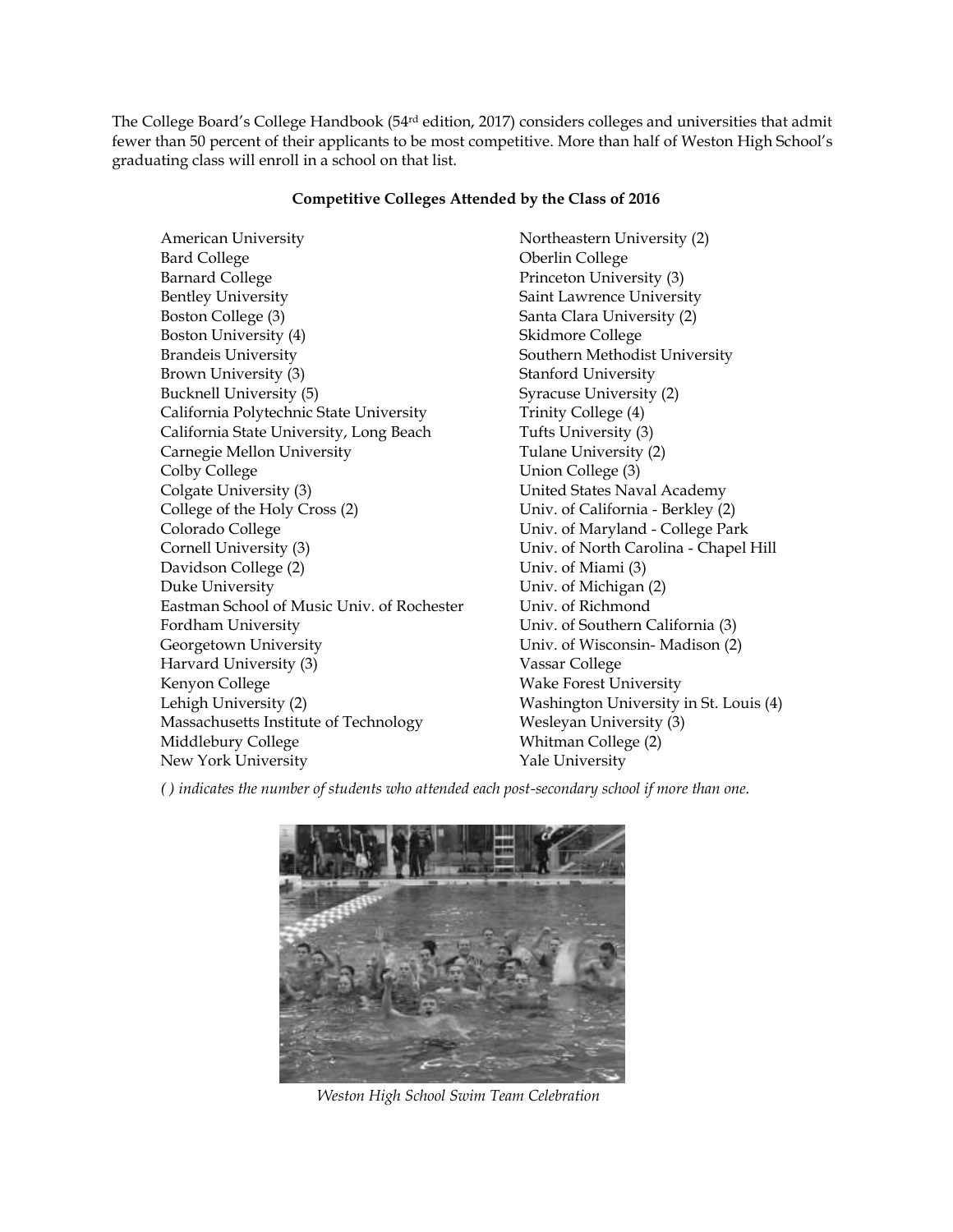The College Board's College Handbook (54[rd] edition, 2017) considers colleges and universities that admit fewer than 50 percent of their applicants to be most competitive. More than half of Weston High School's graduating class will enroll in a school on that list.

**Competitive Colleges Attended by the Class of 2016**

- American University
- Bard College
- Barnard College
- Bentley University
- Boston College (3)
- Boston University (4)
- Brandeis University
- Brown University (3)
- Bucknell University (5)
- California Polytechnic State University
- California State University, Long Beach
- Carnegie Mellon University
- Colby College
- Colgate University (3)
- College of the Holy Cross (2)
- Colorado College
- Cornell University (3)
- Davidson College (2)
- Duke University
- Eastman School of Music Univ. of Rochester
- Fordham University
- Georgetown University
- Harvard University (3)
- Kenyon College
- Lehigh University (2)
- Massachusetts Institute of Technology
- Middlebury College
- New York University
- Northeastern University (2)
- Oberlin College
- Princeton University (3)
- Saint Lawrence University
- Santa Clara University (2)
- Skidmore College
- Southern Methodist University
- Stanford University
- Syracuse University (2)
- Trinity College (4)
- Tufts University (3)
- Tulane University (2)
- Union College (3)
- United States Naval Academy
- Univ. of California - Berkley (2)
- Univ. of Maryland - College Park
- Univ. of North Carolina - Chapel Hill
- Univ. of Miami (3)
- Univ. of Michigan (2)
- Univ. of Richmond
- Univ. of Southern California (3)
- Univ. of Wisconsin- Madison (2)
- Vassar College
- Wake Forest University
- Washington University in St. Louis (4)
- Wesleyan University (3)
- Whitman College (2)
- Yale University

*( ) indicates the number of students who attended each post-secondary school if more than one.*

*Weston High School Swim Team Celebration*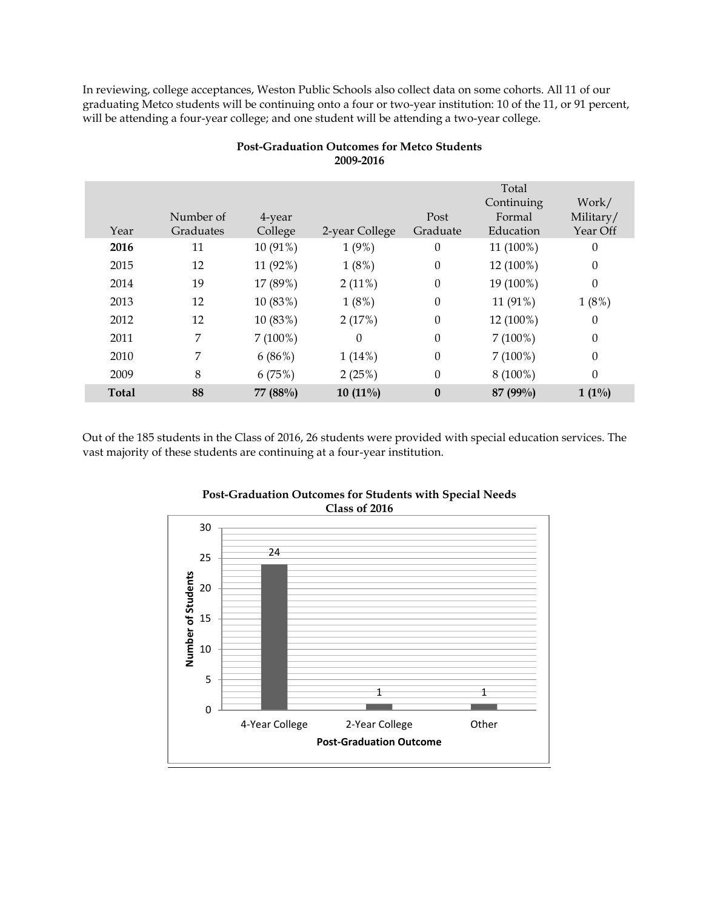In reviewing, college acceptances, Weston Public Schools also collect data on some cohorts. All 11 of our graduating Metco students will be continuing onto a four or two-year institution: 10 of the 11, or 91 percent, will be attending a four-year college; and one student will be attending a two-year college.

**Post-Graduation Outcomes for Metco Students**
**2009-2016**

| Year | Number of Graduates | 4-year College | 2-year College | Post Graduate | Total Continuing Formal Education | Work/ Military/ Year Off |
|---|---|---|---|---|---|---|
| **2016** | 11 | 10 (91%) | 1 (9%) | 0 | 11 (100%) | 0 |
| 2015 | 12 | 11 (92%) | 1 (8%) | 0 | 12 (100%) | 0 |
| 2014 | 19 | 17 (89%) | 2 (11%) | 0 | 19 (100%) | 0 |
| 2013 | 12 | 10 (83%) | 1 (8%) | 0 | 11 (91%) | 1 (8%) |
| 2012 | 12 | 10 (83%) | 2 (17%) | 0 | 12 (100%) | 0 |
| 2011 | 7 | 7 (100%) | 0 | 0 | 7 (100%) | 0 |
| 2010 | 7 | 6 (86%) | 1 (14%) | 0 | 7 (100%) | 0 |
| 2009 | 8 | 6 (75%) | 2 (25%) | 0 | 8 (100%) | 0 |
| **Total** | **88** | **77 (88%)** | **10 (11%)** | **0** | **87 (99%)** | **1 (1%)** |

Out of the 185 students in the Class of 2016, 26 students were provided with special education services. The vast majority of these students are continuing at a four-year institution.

**Post-Graduation Outcomes for Students with Special Needs**
**Class of 2016**

| Post-Graduation Outcome | Number of Students |
|---|---|
| 4-Year College | 24 |
| 2-Year College | 1 |
| Other | 1 |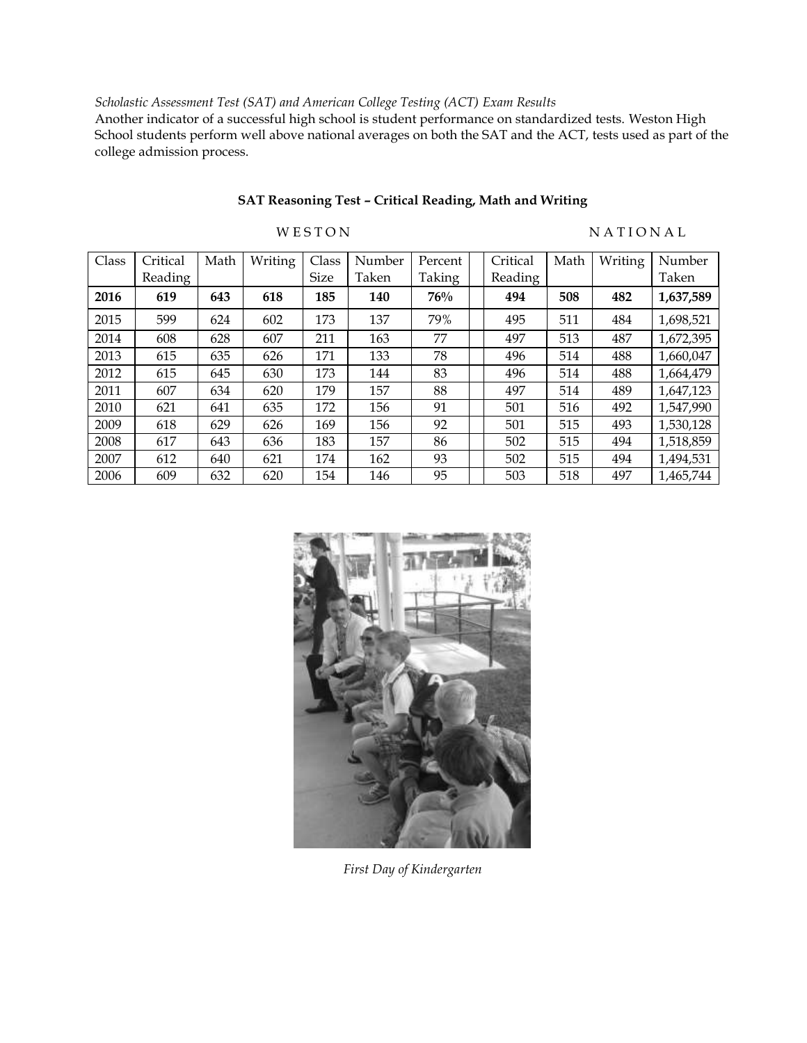*Scholastic Assessment Test (SAT) and American College Testing (ACT) Exam Results*

Another indicator of a successful high school is student performance on standardized tests. Weston High School students perform well above national averages on both the SAT and the ACT, tests used as part of the college admission process.

**SAT Reasoning Test – Critical Reading, Math and Writing**

| | WESTON | | | | | | NATIONAL | | | |
|---|---|---|---|---|---|---|---|---|---|---|
| Class | Critical Reading | Math | Writing | Class Size | Number Taken | Percent Taking | Critical Reading | Math | Writing | Number Taken |
| **2016** | **619** | **643** | **618** | **185** | **140** | **76%** | **494** | **508** | **482** | **1,637,589** |
| 2015 | 599 | 624 | 602 | 173 | 137 | 79% | 495 | 511 | 484 | 1,698,521 |
| 2014 | 608 | 628 | 607 | 211 | 163 | 77 | 497 | 513 | 487 | 1,672,395 |
| 2013 | 615 | 635 | 626 | 171 | 133 | 78 | 496 | 514 | 488 | 1,660,047 |
| 2012 | 615 | 645 | 630 | 173 | 144 | 83 | 496 | 514 | 488 | 1,664,479 |
| 2011 | 607 | 634 | 620 | 179 | 157 | 88 | 497 | 514 | 489 | 1,647,123 |
| 2010 | 621 | 641 | 635 | 172 | 156 | 91 | 501 | 516 | 492 | 1,547,990 |
| 2009 | 618 | 629 | 626 | 169 | 156 | 92 | 501 | 515 | 493 | 1,530,128 |
| 2008 | 617 | 643 | 636 | 183 | 157 | 86 | 502 | 515 | 494 | 1,518,859 |
| 2007 | 612 | 640 | 621 | 174 | 162 | 93 | 502 | 515 | 494 | 1,494,531 |
| 2006 | 609 | 632 | 620 | 154 | 146 | 95 | 503 | 518 | 497 | 1,465,744 |

*First Day of Kindergarten*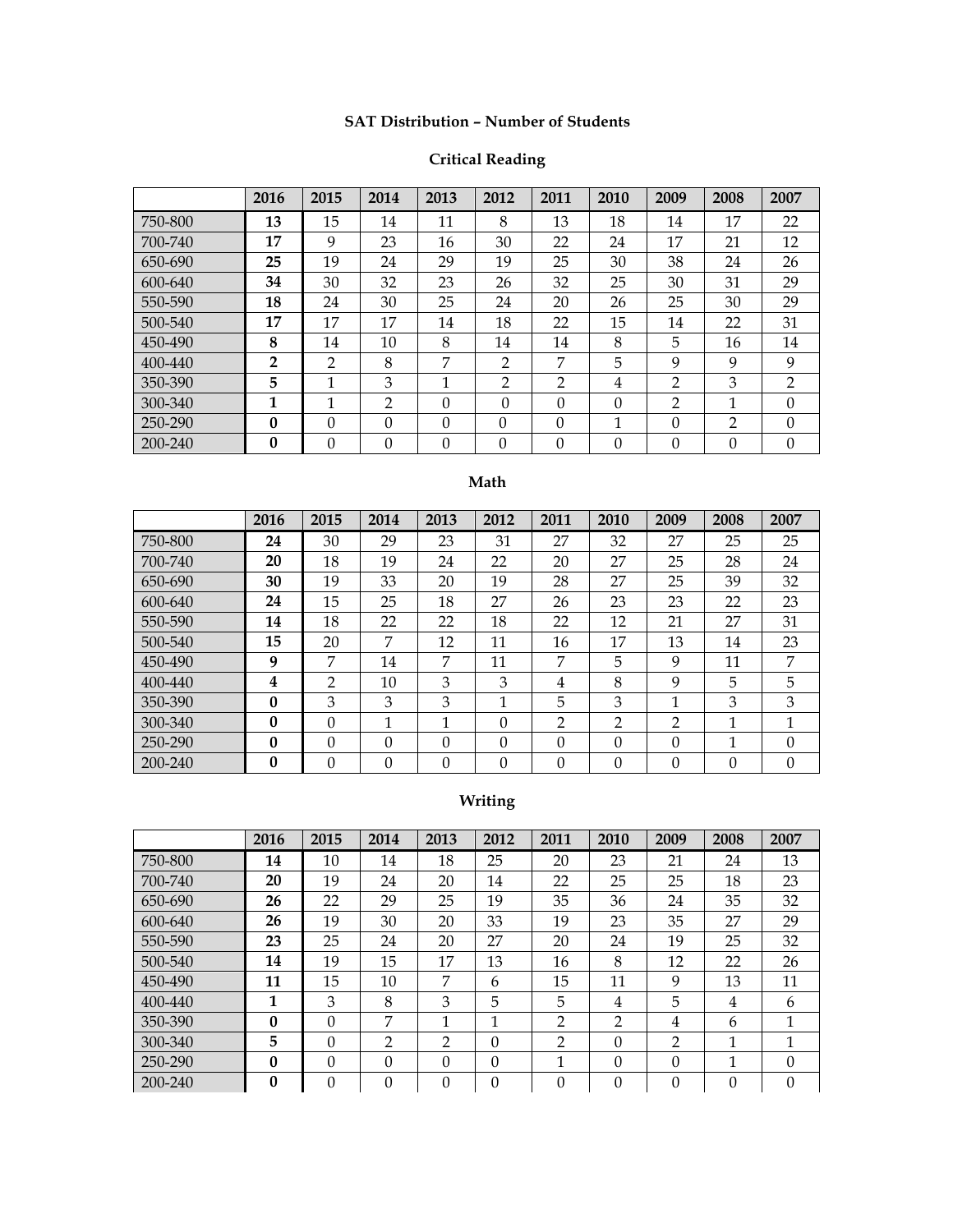# SAT Distribution – Number of Students

## Critical Reading

| | 2016 | 2015 | 2014 | 2013 | 2012 | 2011 | 2010 | 2009 | 2008 | 2007 |
|---|---|---|---|---|---|---|---|---|---|---|
| 750-800 | **13** | 15 | 14 | 11 | 8 | 13 | 18 | 14 | 17 | 22 |
| 700-740 | **17** | 9 | 23 | 16 | 30 | 22 | 24 | 17 | 21 | 12 |
| 650-690 | **25** | 19 | 24 | 29 | 19 | 25 | 30 | 38 | 24 | 26 |
| 600-640 | **34** | 30 | 32 | 23 | 26 | 32 | 25 | 30 | 31 | 29 |
| 550-590 | **18** | 24 | 30 | 25 | 24 | 20 | 26 | 25 | 30 | 29 |
| 500-540 | **17** | 17 | 17 | 14 | 18 | 22 | 15 | 14 | 22 | 31 |
| 450-490 | **8** | 14 | 10 | 8 | 14 | 14 | 8 | 5 | 16 | 14 |
| 400-440 | **2** | 2 | 8 | 7 | 2 | 7 | 5 | 9 | 9 | 9 |
| 350-390 | **5** | 1 | 3 | 1 | 2 | 2 | 4 | 2 | 3 | 2 |
| 300-340 | **1** | 1 | 2 | 0 | 0 | 0 | 0 | 2 | 1 | 0 |
| 250-290 | **0** | 0 | 0 | 0 | 0 | 0 | 1 | 0 | 2 | 0 |
| 200-240 | **0** | 0 | 0 | 0 | 0 | 0 | 0 | 0 | 0 | 0 |

## Math

| | 2016 | 2015 | 2014 | 2013 | 2012 | 2011 | 2010 | 2009 | 2008 | 2007 |
|---|---|---|---|---|---|---|---|---|---|---|
| 750-800 | **24** | 30 | 29 | 23 | 31 | 27 | 32 | 27 | 25 | 25 |
| 700-740 | **20** | 18 | 19 | 24 | 22 | 20 | 27 | 25 | 28 | 24 |
| 650-690 | **30** | 19 | 33 | 20 | 19 | 28 | 27 | 25 | 39 | 32 |
| 600-640 | **24** | 15 | 25 | 18 | 27 | 26 | 23 | 23 | 22 | 23 |
| 550-590 | **14** | 18 | 22 | 22 | 18 | 22 | 12 | 21 | 27 | 31 |
| 500-540 | **15** | 20 | 7 | 12 | 11 | 16 | 17 | 13 | 14 | 23 |
| 450-490 | **9** | 7 | 14 | 7 | 11 | 7 | 5 | 9 | 11 | 7 |
| 400-440 | **4** | 2 | 10 | 3 | 3 | 4 | 8 | 9 | 5 | 5 |
| 350-390 | **0** | 3 | 3 | 3 | 1 | 5 | 3 | 1 | 3 | 3 |
| 300-340 | **0** | 0 | 1 | 1 | 0 | 2 | 2 | 2 | 1 | 1 |
| 250-290 | **0** | 0 | 0 | 0 | 0 | 0 | 0 | 0 | 1 | 0 |
| 200-240 | **0** | 0 | 0 | 0 | 0 | 0 | 0 | 0 | 0 | 0 |

## Writing

| | 2016 | 2015 | 2014 | 2013 | 2012 | 2011 | 2010 | 2009 | 2008 | 2007 |
|---|---|---|---|---|---|---|---|---|---|---|
| 750-800 | **14** | 10 | 14 | 18 | 25 | 20 | 23 | 21 | 24 | 13 |
| 700-740 | **20** | 19 | 24 | 20 | 14 | 22 | 25 | 25 | 18 | 23 |
| 650-690 | **26** | 22 | 29 | 25 | 19 | 35 | 36 | 24 | 35 | 32 |
| 600-640 | **26** | 19 | 30 | 20 | 33 | 19 | 23 | 35 | 27 | 29 |
| 550-590 | **23** | 25 | 24 | 20 | 27 | 20 | 24 | 19 | 25 | 32 |
| 500-540 | **14** | 19 | 15 | 17 | 13 | 16 | 8 | 12 | 22 | 26 |
| 450-490 | **11** | 15 | 10 | 7 | 6 | 15 | 11 | 9 | 13 | 11 |
| 400-440 | **1** | 3 | 8 | 3 | 5 | 5 | 4 | 5 | 4 | 6 |
| 350-390 | **0** | 0 | 7 | 1 | 1 | 2 | 2 | 4 | 6 | 1 |
| 300-340 | **5** | 0 | 2 | 2 | 0 | 2 | 0 | 2 | 1 | 1 |
| 250-290 | **0** | 0 | 0 | 0 | 0 | 1 | 0 | 0 | 1 | 0 |
| 200-240 | **0** | 0 | 0 | 0 | 0 | 0 | 0 | 0 | 0 | 0 |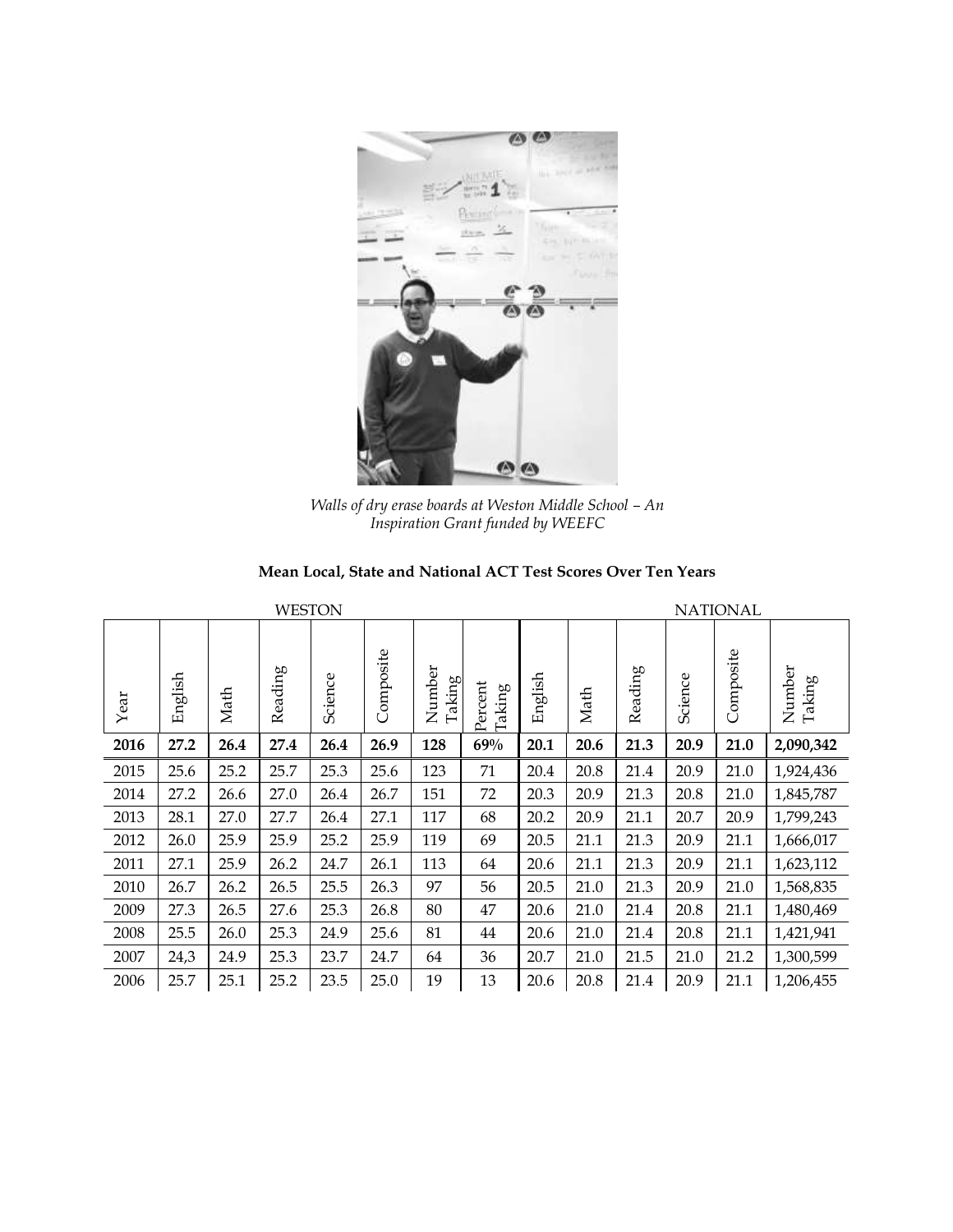*Walls of dry erase boards at Weston Middle School – An Inspiration Grant funded by WEEFC*

**Mean Local, State and National ACT Test Scores Over Ten Years**

| | WESTON | | | | | | | NATIONAL | | | | | |
|---|---|---|---|---|---|---|---|---|---|---|---|---|---|
| Year | English | Math | Reading | Science | Composite | Number Taking | Percent Taking | English | Math | Reading | Science | Composite | Number Taking |
| **2016** | **27.2** | **26.4** | **27.4** | **26.4** | **26.9** | **128** | **69%** | **20.1** | **20.6** | **21.3** | **20.9** | **21.0** | **2,090,342** |
| 2015 | 25.6 | 25.2 | 25.7 | 25.3 | 25.6 | 123 | 71 | 20.4 | 20.8 | 21.4 | 20.9 | 21.0 | 1,924,436 |
| 2014 | 27.2 | 26.6 | 27.0 | 26.4 | 26.7 | 151 | 72 | 20.3 | 20.9 | 21.3 | 20.8 | 21.0 | 1,845,787 |
| 2013 | 28.1 | 27.0 | 27.7 | 26.4 | 27.1 | 117 | 68 | 20.2 | 20.9 | 21.1 | 20.7 | 20.9 | 1,799,243 |
| 2012 | 26.0 | 25.9 | 25.9 | 25.2 | 25.9 | 119 | 69 | 20.5 | 21.1 | 21.3 | 20.9 | 21.1 | 1,666,017 |
| 2011 | 27.1 | 25.9 | 26.2 | 24.7 | 26.1 | 113 | 64 | 20.6 | 21.1 | 21.3 | 20.9 | 21.1 | 1,623,112 |
| 2010 | 26.7 | 26.2 | 26.5 | 25.5 | 26.3 | 97 | 56 | 20.5 | 21.0 | 21.3 | 20.9 | 21.0 | 1,568,835 |
| 2009 | 27.3 | 26.5 | 27.6 | 25.3 | 26.8 | 80 | 47 | 20.6 | 21.0 | 21.4 | 20.8 | 21.1 | 1,480,469 |
| 2008 | 25.5 | 26.0 | 25.3 | 24.9 | 25.6 | 81 | 44 | 20.6 | 21.0 | 21.4 | 20.8 | 21.1 | 1,421,941 |
| 2007 | 24,3 | 24.9 | 25.3 | 23.7 | 24.7 | 64 | 36 | 20.7 | 21.0 | 21.5 | 21.0 | 21.2 | 1,300,599 |
| 2006 | 25.7 | 25.1 | 25.2 | 23.5 | 25.0 | 19 | 13 | 20.6 | 20.8 | 21.4 | 20.9 | 21.1 | 1,206,455 |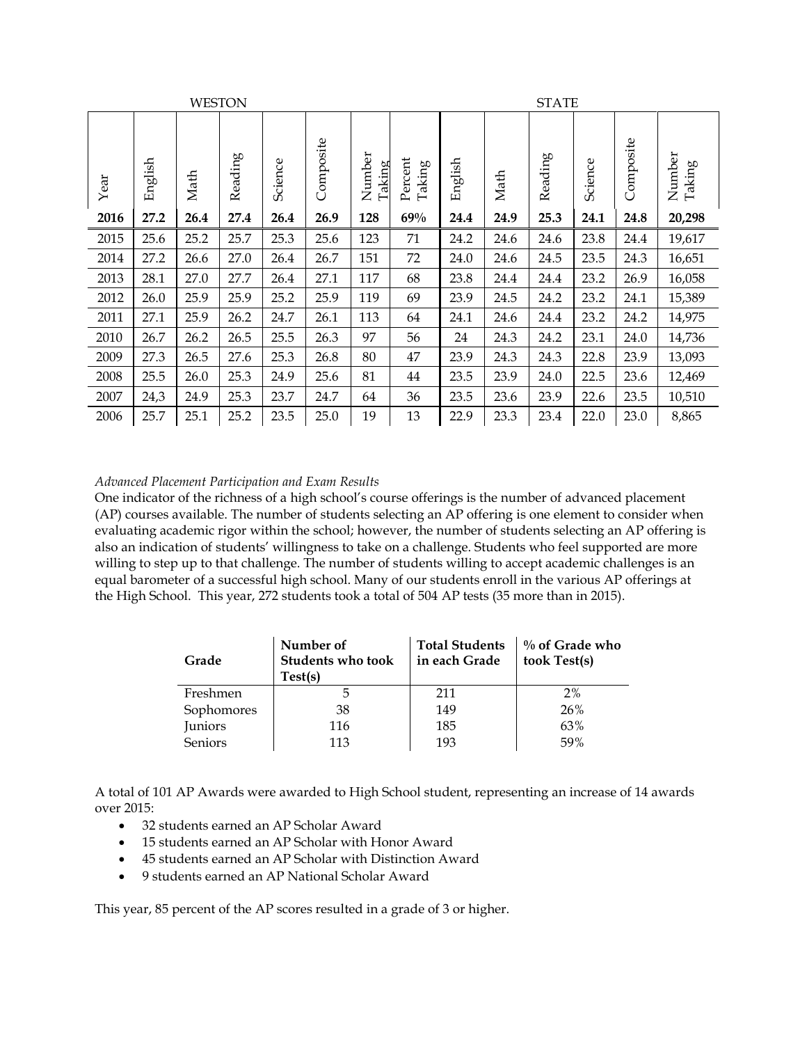| | WESTON | | | | | | | STATE | | | | | |
|---|---|---|---|---|---|---|---|---|---|---|---|---|---|
| Year | English | Math | Reading | Science | Composite | Number Taking | Percent Taking | English | Math | Reading | Science | Composite | Number Taking |
| **2016** | **27.2** | **26.4** | **27.4** | **26.4** | **26.9** | **128** | **69%** | **24.4** | **24.9** | **25.3** | **24.1** | **24.8** | **20,298** |
| 2015 | 25.6 | 25.2 | 25.7 | 25.3 | 25.6 | 123 | 71 | 24.2 | 24.6 | 24.6 | 23.8 | 24.4 | 19,617 |
| 2014 | 27.2 | 26.6 | 27.0 | 26.4 | 26.7 | 151 | 72 | 24.0 | 24.6 | 24.5 | 23.5 | 24.3 | 16,651 |
| 2013 | 28.1 | 27.0 | 27.7 | 26.4 | 27.1 | 117 | 68 | 23.8 | 24.4 | 24.4 | 23.2 | 26.9 | 16,058 |
| 2012 | 26.0 | 25.9 | 25.9 | 25.2 | 25.9 | 119 | 69 | 23.9 | 24.5 | 24.2 | 23.2 | 24.1 | 15,389 |
| 2011 | 27.1 | 25.9 | 26.2 | 24.7 | 26.1 | 113 | 64 | 24.1 | 24.6 | 24.4 | 23.2 | 24.2 | 14,975 |
| 2010 | 26.7 | 26.2 | 26.5 | 25.5 | 26.3 | 97 | 56 | 24 | 24.3 | 24.2 | 23.1 | 24.0 | 14,736 |
| 2009 | 27.3 | 26.5 | 27.6 | 25.3 | 26.8 | 80 | 47 | 23.9 | 24.3 | 24.3 | 22.8 | 23.9 | 13,093 |
| 2008 | 25.5 | 26.0 | 25.3 | 24.9 | 25.6 | 81 | 44 | 23.5 | 23.9 | 24.0 | 22.5 | 23.6 | 12,469 |
| 2007 | 24,3 | 24.9 | 25.3 | 23.7 | 24.7 | 64 | 36 | 23.5 | 23.6 | 23.9 | 22.6 | 23.5 | 10,510 |
| 2006 | 25.7 | 25.1 | 25.2 | 23.5 | 25.0 | 19 | 13 | 22.9 | 23.3 | 23.4 | 22.0 | 23.0 | 8,865 |

*Advanced Placement Participation and Exam Results*

One indicator of the richness of a high school's course offerings is the number of advanced placement (AP) courses available. The number of students selecting an AP offering is one element to consider when evaluating academic rigor within the school; however, the number of students selecting an AP offering is also an indication of students' willingness to take on a challenge. Students who feel supported are more willing to step up to that challenge. The number of students willing to accept academic challenges is an equal barometer of a successful high school. Many of our students enroll in the various AP offerings at the High School. This year, 272 students took a total of 504 AP tests (35 more than in 2015).

| Grade | Number of Students who took Test(s) | Total Students in each Grade | % of Grade who took Test(s) |
|---|---|---|---|
| Freshmen | 5 | 211 | 2% |
| Sophomores | 38 | 149 | 26% |
| Juniors | 116 | 185 | 63% |
| Seniors | 113 | 193 | 59% |

A total of 101 AP Awards were awarded to High School student, representing an increase of 14 awards over 2015:

- 32 students earned an AP Scholar Award
- 15 students earned an AP Scholar with Honor Award
- 45 students earned an AP Scholar with Distinction Award
- 9 students earned an AP National Scholar Award

This year, 85 percent of the AP scores resulted in a grade of 3 or higher.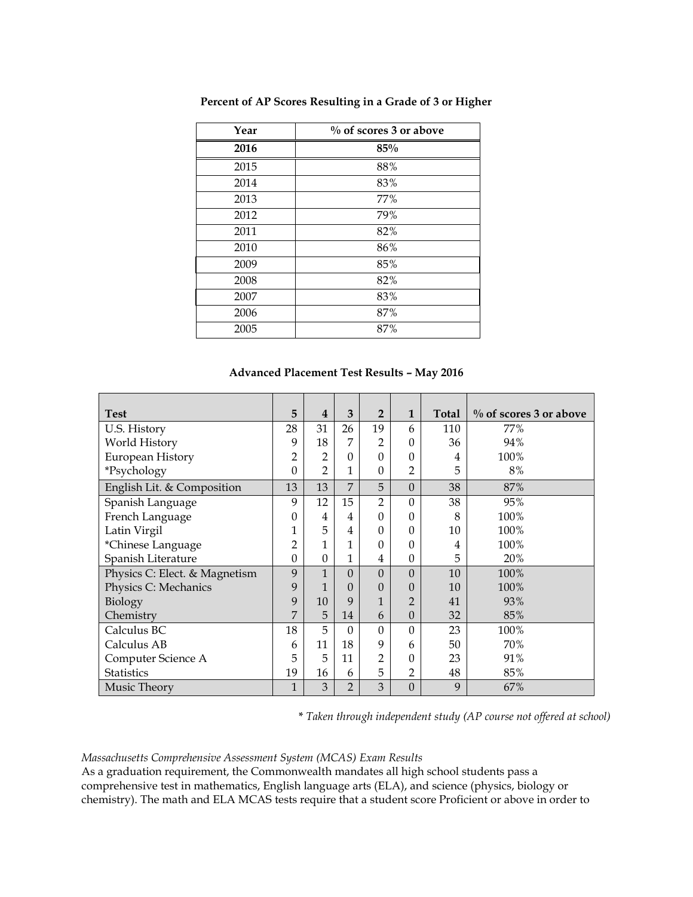**Percent of AP Scores Resulting in a Grade of 3 or Higher**

| Year | % of scores 3 or above |
|---|---|
| **2016** | **85%** |
| 2015 | 88% |
| 2014 | 83% |
| 2013 | 77% |
| 2012 | 79% |
| 2011 | 82% |
| 2010 | 86% |
| 2009 | 85% |
| 2008 | 82% |
| 2007 | 83% |
| 2006 | 87% |
| 2005 | 87% |

**Advanced Placement Test Results – May 2016**

| Test | 5 | 4 | 3 | 2 | 1 | Total | % of scores 3 or above |
|---|---|---|---|---|---|---|---|
| U.S. History | 28 | 31 | 26 | 19 | 6 | 110 | 77% |
| World History | 9 | 18 | 7 | 2 | 0 | 36 | 94% |
| European History | 2 | 2 | 0 | 0 | 0 | 4 | 100% |
| *Psychology | 0 | 2 | 1 | 0 | 2 | 5 | 8% |
| English Lit. & Composition | 13 | 13 | 7 | 5 | 0 | 38 | 87% |
| Spanish Language | 9 | 12 | 15 | 2 | 0 | 38 | 95% |
| French Language | 0 | 4 | 4 | 0 | 0 | 8 | 100% |
| Latin Virgil | 1 | 5 | 4 | 0 | 0 | 10 | 100% |
| *Chinese Language | 2 | 1 | 1 | 0 | 0 | 4 | 100% |
| Spanish Literature | 0 | 0 | 1 | 4 | 0 | 5 | 20% |
| Physics C: Elect. & Magnetism | 9 | 1 | 0 | 0 | 0 | 10 | 100% |
| Physics C: Mechanics | 9 | 1 | 0 | 0 | 0 | 10 | 100% |
| Biology | 9 | 10 | 9 | 1 | 2 | 41 | 93% |
| Chemistry | 7 | 5 | 14 | 6 | 0 | 32 | 85% |
| Calculus BC | 18 | 5 | 0 | 0 | 0 | 23 | 100% |
| Calculus AB | 6 | 11 | 18 | 9 | 6 | 50 | 70% |
| Computer Science A | 5 | 5 | 11 | 2 | 0 | 23 | 91% |
| Statistics | 19 | 16 | 6 | 5 | 2 | 48 | 85% |
| Music Theory | 1 | 3 | 2 | 3 | 0 | 9 | 67% |

*\* Taken through independent study (AP course not offered at school)*

*Massachusetts Comprehensive Assessment System (MCAS) Exam Results*

As a graduation requirement, the Commonwealth mandates all high school students pass a comprehensive test in mathematics, English language arts (ELA), and science (physics, biology or chemistry). The math and ELA MCAS tests require that a student score Proficient or above in order to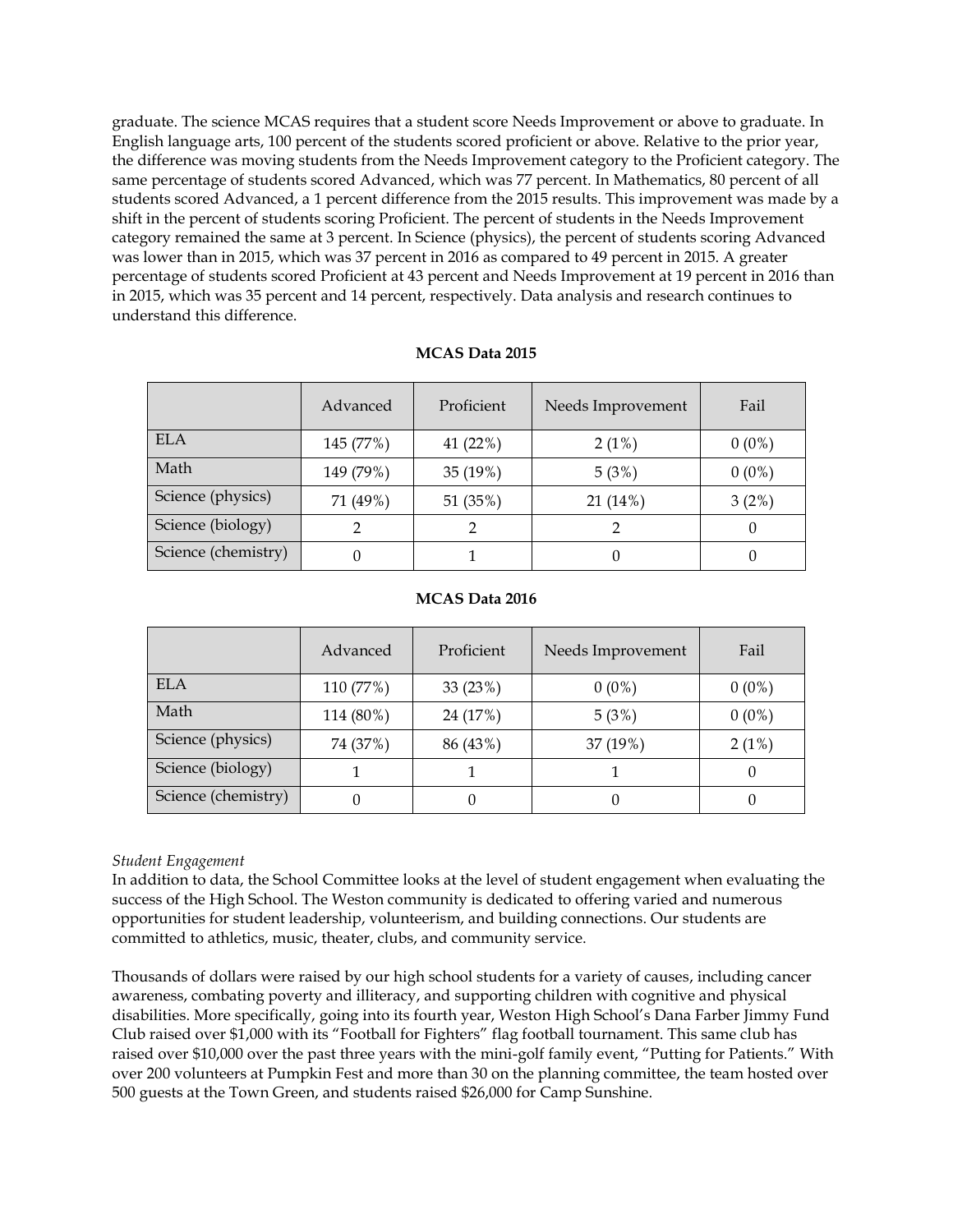graduate. The science MCAS requires that a student score Needs Improvement or above to graduate. In English language arts, 100 percent of the students scored proficient or above. Relative to the prior year, the difference was moving students from the Needs Improvement category to the Proficient category. The same percentage of students scored Advanced, which was 77 percent. In Mathematics, 80 percent of all students scored Advanced, a 1 percent difference from the 2015 results. This improvement was made by a shift in the percent of students scoring Proficient. The percent of students in the Needs Improvement category remained the same at 3 percent. In Science (physics), the percent of students scoring Advanced was lower than in 2015, which was 37 percent in 2016 as compared to 49 percent in 2015. A greater percentage of students scored Proficient at 43 percent and Needs Improvement at 19 percent in 2016 than in 2015, which was 35 percent and 14 percent, respectively. Data analysis and research continues to understand this difference.

**MCAS Data 2015**

| | Advanced | Proficient | Needs Improvement | Fail |
|---|---|---|---|---|
| ELA | 145 (77%) | 41 (22%) | 2 (1%) | 0 (0%) |
| Math | 149 (79%) | 35 (19%) | 5 (3%) | 0 (0%) |
| Science (physics) | 71 (49%) | 51 (35%) | 21 (14%) | 3 (2%) |
| Science (biology) | 2 | 2 | 2 | 0 |
| Science (chemistry) | 0 | 1 | 0 | 0 |

**MCAS Data 2016**

| | Advanced | Proficient | Needs Improvement | Fail |
|---|---|---|---|---|
| ELA | 110 (77%) | 33 (23%) | 0 (0%) | 0 (0%) |
| Math | 114 (80%) | 24 (17%) | 5 (3%) | 0 (0%) |
| Science (physics) | 74 (37%) | 86 (43%) | 37 (19%) | 2 (1%) |
| Science (biology) | 1 | 1 | 1 | 0 |
| Science (chemistry) | 0 | 0 | 0 | 0 |

*Student Engagement*

In addition to data, the School Committee looks at the level of student engagement when evaluating the success of the High School. The Weston community is dedicated to offering varied and numerous opportunities for student leadership, volunteerism, and building connections. Our students are committed to athletics, music, theater, clubs, and community service.

Thousands of dollars were raised by our high school students for a variety of causes, including cancer awareness, combating poverty and illiteracy, and supporting children with cognitive and physical disabilities. More specifically, going into its fourth year, Weston High School's Dana Farber Jimmy Fund Club raised over $1,000 with its "Football for Fighters" flag football tournament. This same club has raised over $10,000 over the past three years with the mini-golf family event, "Putting for Patients." With over 200 volunteers at Pumpkin Fest and more than 30 on the planning committee, the team hosted over 500 guests at the Town Green, and students raised $26,000 for Camp Sunshine.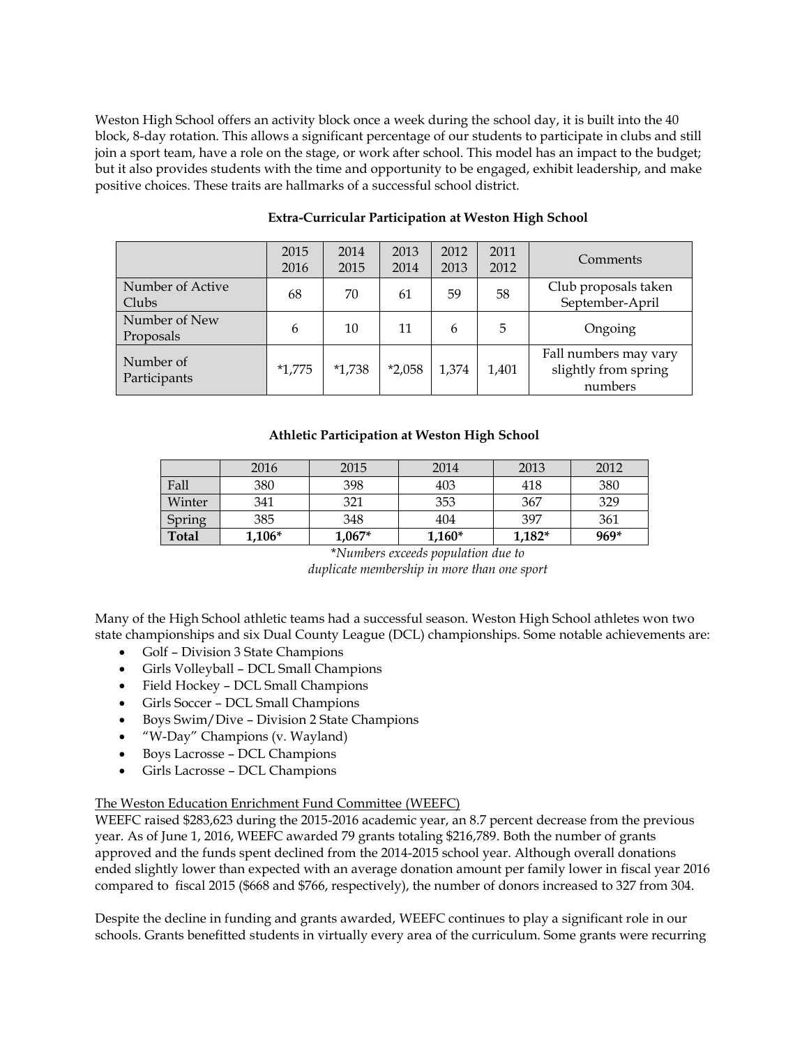Weston High School offers an activity block once a week during the school day, it is built into the 40 block, 8-day rotation. This allows a significant percentage of our students to participate in clubs and still join a sport team, have a role on the stage, or work after school. This model has an impact to the budget; but it also provides students with the time and opportunity to be engaged, exhibit leadership, and make positive choices. These traits are hallmarks of a successful school district.

**Extra-Curricular Participation at Weston High School**

| | 2015 2016 | 2014 2015 | 2013 2014 | 2012 2013 | 2011 2012 | Comments |
|---|---|---|---|---|---|---|
| Number of Active Clubs | 68 | 70 | 61 | 59 | 58 | Club proposals taken September-April |
| Number of New Proposals | 6 | 10 | 11 | 6 | 5 | Ongoing |
| Number of Participants | *1,775 | *1,738 | *2,058 | 1,374 | 1,401 | Fall numbers may vary slightly from spring numbers |

**Athletic Participation at Weston High School**

| | 2016 | 2015 | 2014 | 2013 | 2012 |
|---|---|---|---|---|---|
| Fall | 380 | 398 | 403 | 418 | 380 |
| Winter | 341 | 321 | 353 | 367 | 329 |
| Spring | 385 | 348 | 404 | 397 | 361 |
| **Total** | **1,106*** | **1,067*** | **1,160*** | **1,182*** | **969*** |

*\*Numbers exceeds population due to duplicate membership in more than one sport*

Many of the High School athletic teams had a successful season. Weston High School athletes won two state championships and six Dual County League (DCL) championships. Some notable achievements are:

- Golf – Division 3 State Champions
- Girls Volleyball – DCL Small Champions
- Field Hockey – DCL Small Champions
- Girls Soccer – DCL Small Champions
- Boys Swim/Dive – Division 2 State Champions
- "W-Day" Champions (v. Wayland)
- Boys Lacrosse – DCL Champions
- Girls Lacrosse – DCL Champions

The Weston Education Enrichment Fund Committee (WEEFC)

WEEFC raised $283,623 during the 2015-2016 academic year, an 8.7 percent decrease from the previous year. As of June 1, 2016, WEEFC awarded 79 grants totaling $216,789. Both the number of grants approved and the funds spent declined from the 2014-2015 school year. Although overall donations ended slightly lower than expected with an average donation amount per family lower in fiscal year 2016 compared to fiscal 2015 ($668 and $766, respectively), the number of donors increased to 327 from 304.

Despite the decline in funding and grants awarded, WEEFC continues to play a significant role in our schools. Grants benefitted students in virtually every area of the curriculum. Some grants were recurring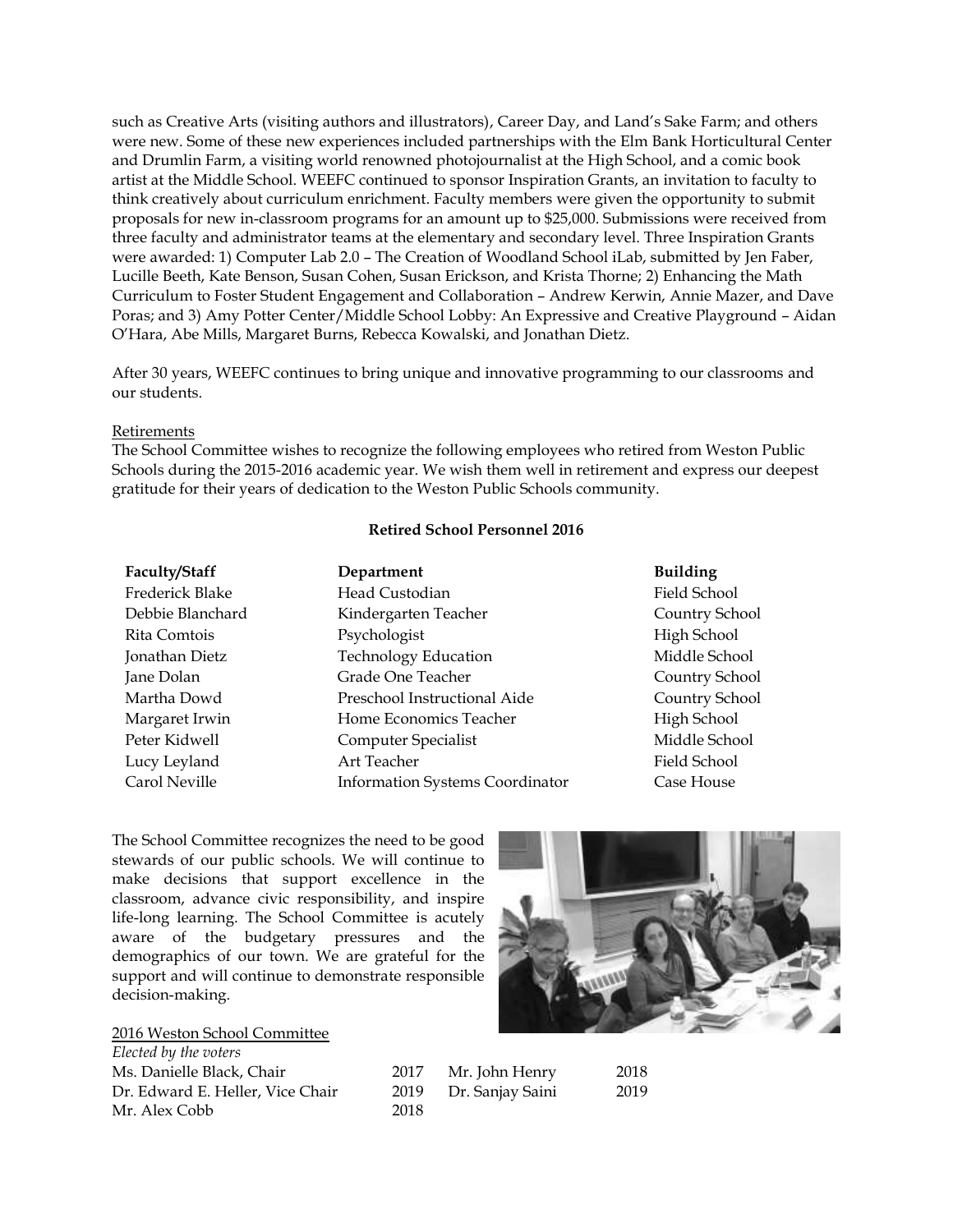such as Creative Arts (visiting authors and illustrators), Career Day, and Land's Sake Farm; and others were new. Some of these new experiences included partnerships with the Elm Bank Horticultural Center and Drumlin Farm, a visiting world renowned photojournalist at the High School, and a comic book artist at the Middle School. WEEFC continued to sponsor Inspiration Grants, an invitation to faculty to think creatively about curriculum enrichment. Faculty members were given the opportunity to submit proposals for new in-classroom programs for an amount up to $25,000. Submissions were received from three faculty and administrator teams at the elementary and secondary level. Three Inspiration Grants were awarded: 1) Computer Lab 2.0 – The Creation of Woodland School iLab, submitted by Jen Faber, Lucille Beeth, Kate Benson, Susan Cohen, Susan Erickson, and Krista Thorne; 2) Enhancing the Math Curriculum to Foster Student Engagement and Collaboration – Andrew Kerwin, Annie Mazer, and Dave Poras; and 3) Amy Potter Center/Middle School Lobby: An Expressive and Creative Playground – Aidan O'Hara, Abe Mills, Margaret Burns, Rebecca Kowalski, and Jonathan Dietz.

After 30 years, WEEFC continues to bring unique and innovative programming to our classrooms and our students.

Retirements

The School Committee wishes to recognize the following employees who retired from Weston Public Schools during the 2015-2016 academic year. We wish them well in retirement and express our deepest gratitude for their years of dedication to the Weston Public Schools community.

**Retired School Personnel 2016**

| Faculty/Staff | Department | Building |
|---|---|---|
| Frederick Blake | Head Custodian | Field School |
| Debbie Blanchard | Kindergarten Teacher | Country School |
| Rita Comtois | Psychologist | High School |
| Jonathan Dietz | Technology Education | Middle School |
| Jane Dolan | Grade One Teacher | Country School |
| Martha Dowd | Preschool Instructional Aide | Country School |
| Margaret Irwin | Home Economics Teacher | High School |
| Peter Kidwell | Computer Specialist | Middle School |
| Lucy Leyland | Art Teacher | Field School |
| Carol Neville | Information Systems Coordinator | Case House |

The School Committee recognizes the need to be good stewards of our public schools. We will continue to make decisions that support excellence in the classroom, advance civic responsibility, and inspire life-long learning. The School Committee is acutely aware of the budgetary pressures and the demographics of our town. We are grateful for the support and will continue to demonstrate responsible decision-making.

2016 Weston School Committee

*Elected by the voters*

| | | | |
|---|---|---|---|
| Ms. Danielle Black, Chair | 2017 | Mr. John Henry | 2018 |
| Dr. Edward E. Heller, Vice Chair | 2019 | Dr. Sanjay Saini | 2019 |
| Mr. Alex Cobb | 2018 | | |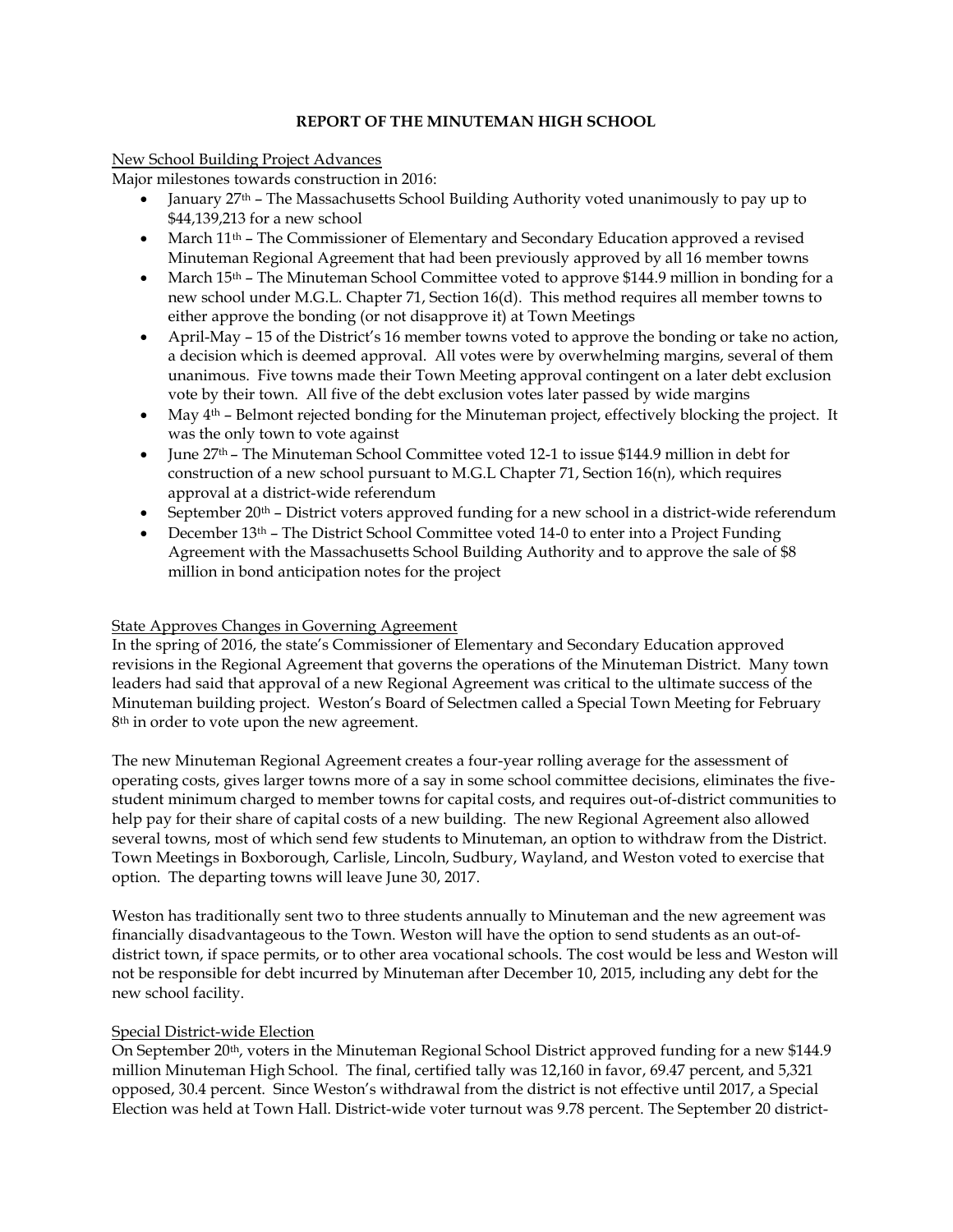# REPORT OF THE MINUTEMAN HIGH SCHOOL

New School Building Project Advances

Major milestones towards construction in 2016:

- January 27th – The Massachusetts School Building Authority voted unanimously to pay up to $44,139,213 for a new school
- March 11th – The Commissioner of Elementary and Secondary Education approved a revised Minuteman Regional Agreement that had been previously approved by all 16 member towns
- March 15th – The Minuteman School Committee voted to approve $144.9 million in bonding for a new school under M.G.L. Chapter 71, Section 16(d). This method requires all member towns to either approve the bonding (or not disapprove it) at Town Meetings
- April-May – 15 of the District's 16 member towns voted to approve the bonding or take no action, a decision which is deemed approval. All votes were by overwhelming margins, several of them unanimous. Five towns made their Town Meeting approval contingent on a later debt exclusion vote by their town. All five of the debt exclusion votes later passed by wide margins
- May 4th – Belmont rejected bonding for the Minuteman project, effectively blocking the project. It was the only town to vote against
- June 27th – The Minuteman School Committee voted 12-1 to issue $144.9 million in debt for construction of a new school pursuant to M.G.L Chapter 71, Section 16(n), which requires approval at a district-wide referendum
- September 20th – District voters approved funding for a new school in a district-wide referendum
- December 13th – The District School Committee voted 14-0 to enter into a Project Funding Agreement with the Massachusetts School Building Authority and to approve the sale of $8 million in bond anticipation notes for the project

State Approves Changes in Governing Agreement

In the spring of 2016, the state's Commissioner of Elementary and Secondary Education approved revisions in the Regional Agreement that governs the operations of the Minuteman District. Many town leaders had said that approval of a new Regional Agreement was critical to the ultimate success of the Minuteman building project. Weston's Board of Selectmen called a Special Town Meeting for February 8th in order to vote upon the new agreement.

The new Minuteman Regional Agreement creates a four-year rolling average for the assessment of operating costs, gives larger towns more of a say in some school committee decisions, eliminates the five-student minimum charged to member towns for capital costs, and requires out-of-district communities to help pay for their share of capital costs of a new building. The new Regional Agreement also allowed several towns, most of which send few students to Minuteman, an option to withdraw from the District. Town Meetings in Boxborough, Carlisle, Lincoln, Sudbury, Wayland, and Weston voted to exercise that option. The departing towns will leave June 30, 2017.

Weston has traditionally sent two to three students annually to Minuteman and the new agreement was financially disadvantageous to the Town. Weston will have the option to send students as an out-of-district town, if space permits, or to other area vocational schools. The cost would be less and Weston will not be responsible for debt incurred by Minuteman after December 10, 2015, including any debt for the new school facility.

Special District-wide Election

On September 20th, voters in the Minuteman Regional School District approved funding for a new $144.9 million Minuteman High School. The final, certified tally was 12,160 in favor, 69.47 percent, and 5,321 opposed, 30.4 percent. Since Weston's withdrawal from the district is not effective until 2017, a Special Election was held at Town Hall. District-wide voter turnout was 9.78 percent. The September 20 district-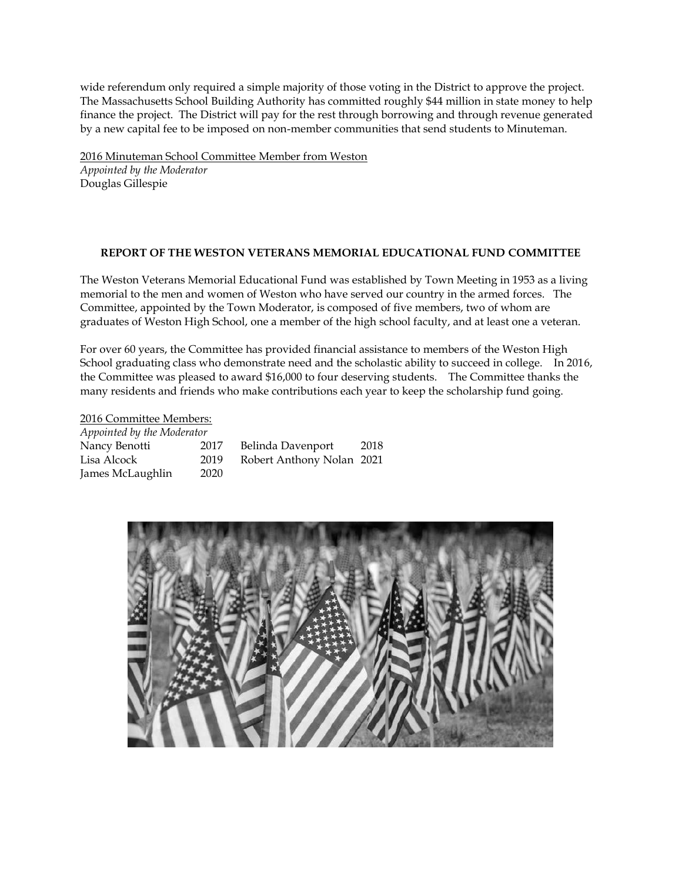wide referendum only required a simple majority of those voting in the District to approve the project. The Massachusetts School Building Authority has committed roughly $44 million in state money to help finance the project. The District will pay for the rest through borrowing and through revenue generated by a new capital fee to be imposed on non-member communities that send students to Minuteman.

2016 Minuteman School Committee Member from Weston
*Appointed by the Moderator*
Douglas Gillespie

**REPORT OF THE WESTON VETERANS MEMORIAL EDUCATIONAL FUND COMMITTEE**

The Weston Veterans Memorial Educational Fund was established by Town Meeting in 1953 as a living memorial to the men and women of Weston who have served our country in the armed forces. The Committee, appointed by the Town Moderator, is composed of five members, two of whom are graduates of Weston High School, one a member of the high school faculty, and at least one a veteran.

For over 60 years, the Committee has provided financial assistance to members of the Weston High School graduating class who demonstrate need and the scholastic ability to succeed in college. In 2016, the Committee was pleased to award $16,000 to four deserving students. The Committee thanks the many residents and friends who make contributions each year to keep the scholarship fund going.

2016 Committee Members:
*Appointed by the Moderator*

| | | | |
|---|---|---|---|
| Nancy Benotti | 2017 | Belinda Davenport | 2018 |
| Lisa Alcock | 2019 | Robert Anthony Nolan | 2021 |
| James McLaughlin | 2020 | | |